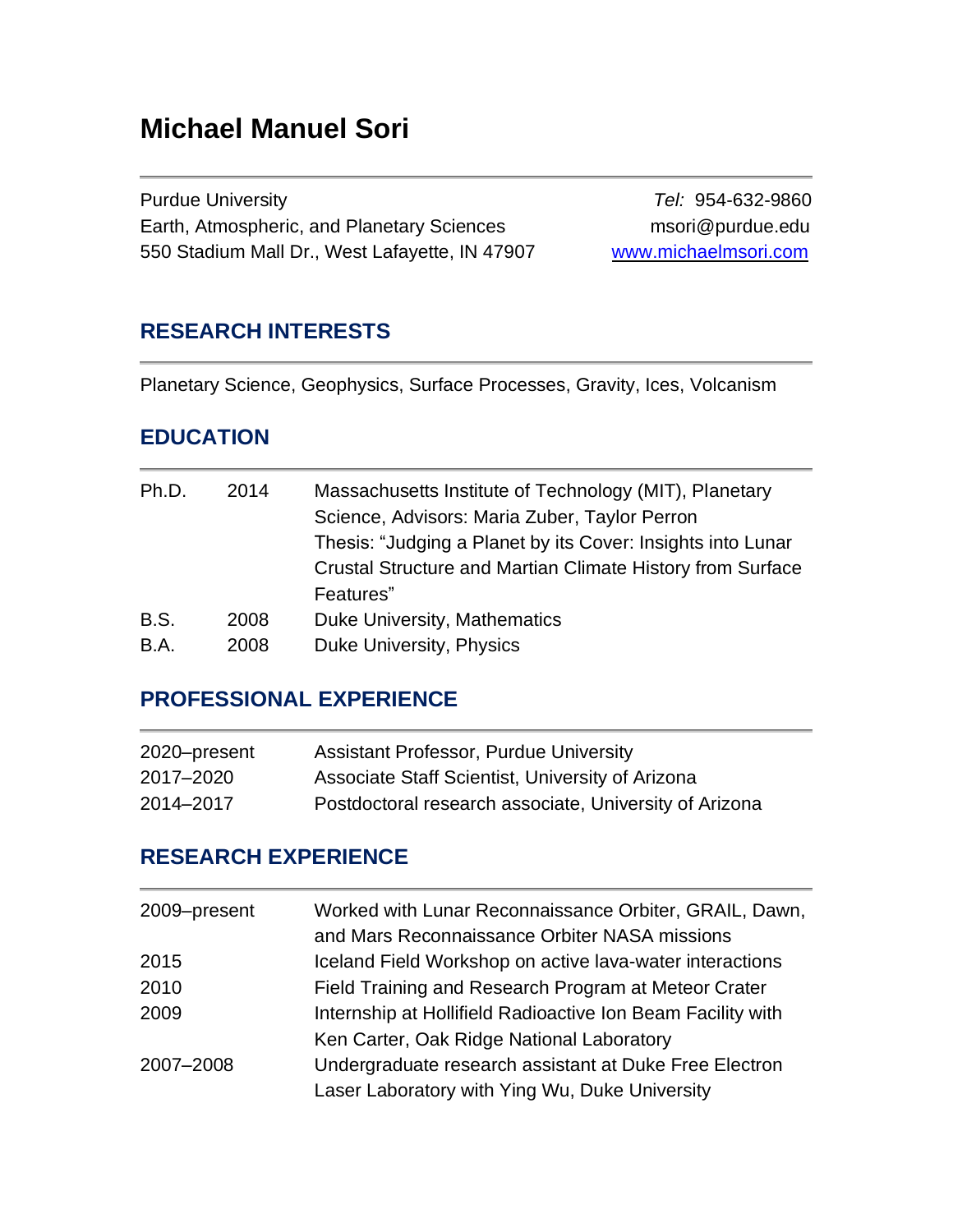# Michael Manuel Sori

Purduе University
Earth, Atmospheric, and Planetary Sciences
550 Stadium Mall Dr., West Lafayette, IN 47907

*Tel:* 954-632-9860
msori@purdue.edu
[www.michaelmsori.com](http://www.michaelmsori.com)

## RESEARCH INTERESTS

Planetary Science, Geophysics, Surface Processes, Gravity, Ices, Volcanism

## EDUCATION

| | | |
|---|---|---|
| Ph.D. | 2014 | Massachusetts Institute of Technology (MIT), Planetary Science, Advisors: Maria Zuber, Taylor Perron<br>Thesis: "Judging a Planet by its Cover: Insights into Lunar Crustal Structure and Martian Climate History from Surface Features" |
| B.S. | 2008 | Duke University, Mathematics |
| B.A. | 2008 | Duke University, Physics |

## PROFESSIONAL EXPERIENCE

| | |
|---|---|
| 2020–present | Assistant Professor, Purdue University |
| 2017–2020 | Associate Staff Scientist, University of Arizona |
| 2014–2017 | Postdoctoral research associate, University of Arizona |

## RESEARCH EXPERIENCE

| | |
|---|---|
| 2009–present | Worked with Lunar Reconnaissance Orbiter, GRAIL, Dawn, and Mars Reconnaissance Orbiter NASA missions |
| 2015 | Iceland Field Workshop on active lava-water interactions |
| 2010 | Field Training and Research Program at Meteor Crater |
| 2009 | Internship at Hollifield Radioactive Ion Beam Facility with Ken Carter, Oak Ridge National Laboratory |
| 2007–2008 | Undergraduate research assistant at Duke Free Electron Laser Laboratory with Ying Wu, Duke University |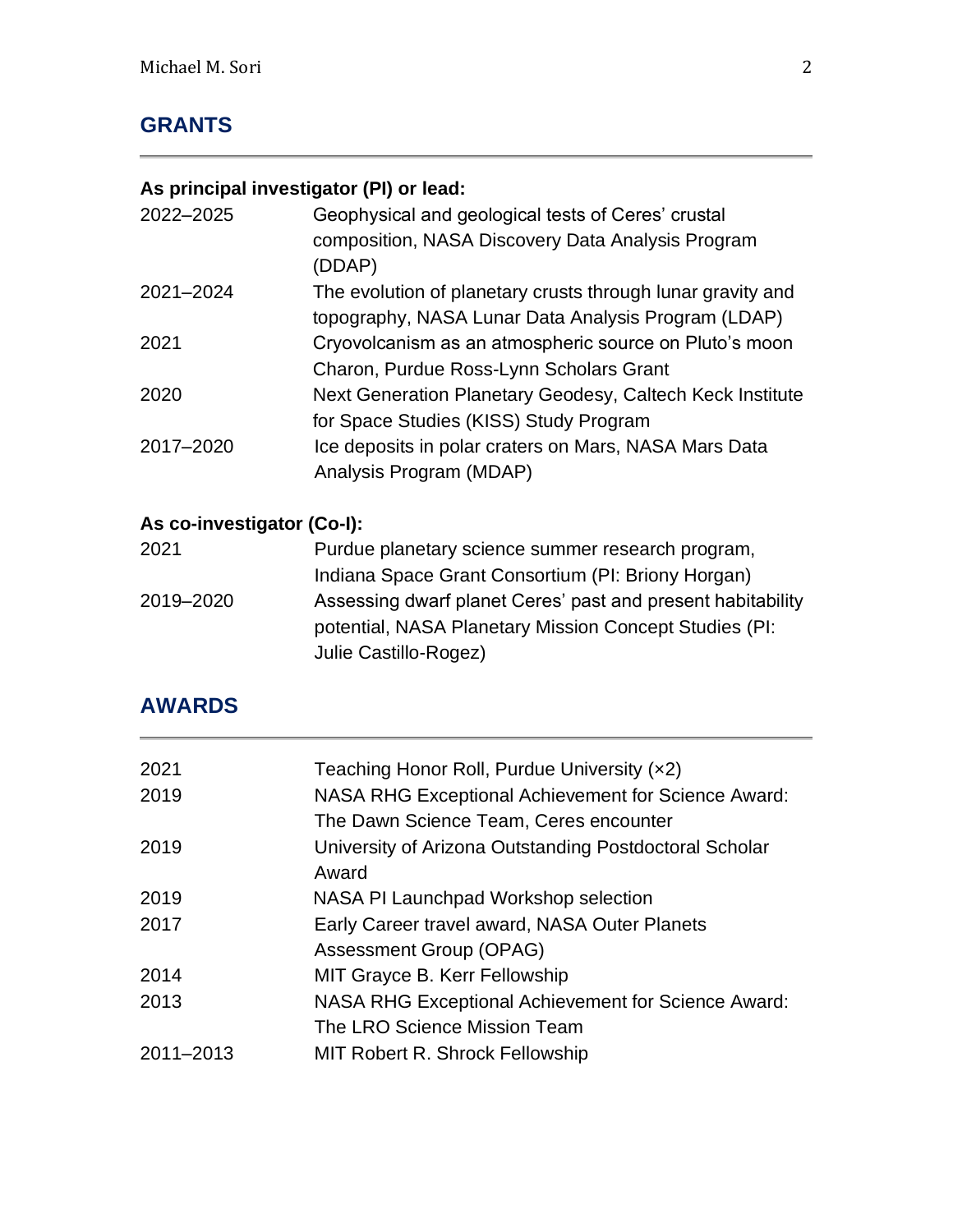## GRANTS

**As principal investigator (PI) or lead:**

| | |
|---|---|
| 2022–2025 | Geophysical and geological tests of Ceres' crustal composition, NASA Discovery Data Analysis Program (DDAP) |
| 2021–2024 | The evolution of planetary crusts through lunar gravity and topography, NASA Lunar Data Analysis Program (LDAP) |
| 2021 | Cryovolcanism as an atmospheric source on Pluto's moon Charon, Purdue Ross-Lynn Scholars Grant |
| 2020 | Next Generation Planetary Geodesy, Caltech Keck Institute for Space Studies (KISS) Study Program |
| 2017–2020 | Ice deposits in polar craters on Mars, NASA Mars Data Analysis Program (MDAP) |

**As co-investigator (Co-I):**

| | |
|---|---|
| 2021 | Purdue planetary science summer research program, Indiana Space Grant Consortium (PI: Briony Horgan) |
| 2019–2020 | Assessing dwarf planet Ceres' past and present habitability potential, NASA Planetary Mission Concept Studies (PI: Julie Castillo-Rogez) |

## AWARDS

| | |
|---|---|
| 2021 | Teaching Honor Roll, Purdue University (×2) |
| 2019 | NASA RHG Exceptional Achievement for Science Award: The Dawn Science Team, Ceres encounter |
| 2019 | University of Arizona Outstanding Postdoctoral Scholar Award |
| 2019 | NASA PI Launchpad Workshop selection |
| 2017 | Early Career travel award, NASA Outer Planets Assessment Group (OPAG) |
| 2014 | MIT Grayce B. Kerr Fellowship |
| 2013 | NASA RHG Exceptional Achievement for Science Award: The LRO Science Mission Team |
| 2011–2013 | MIT Robert R. Shrock Fellowship |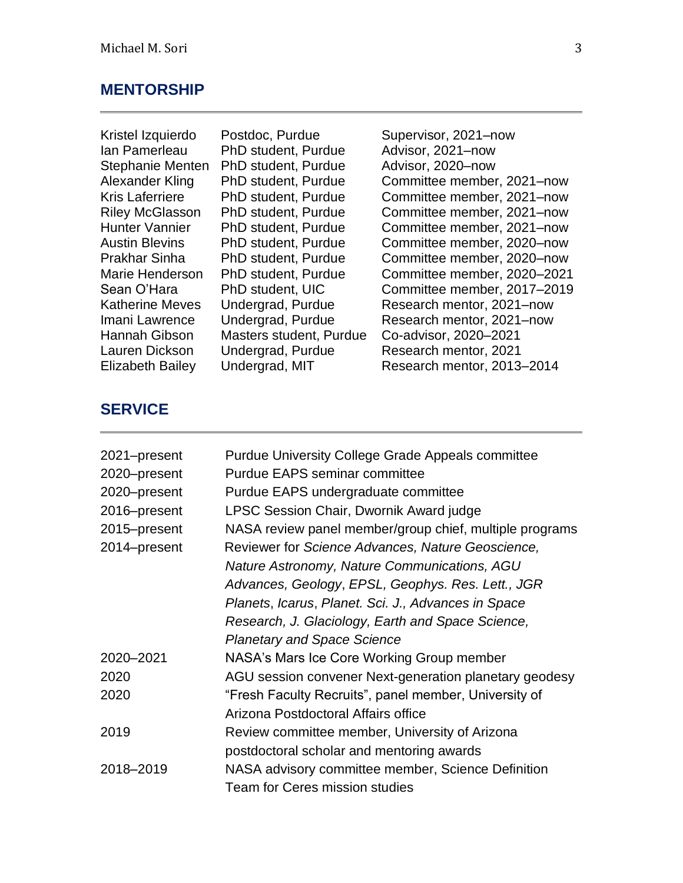## MENTORSHIP

| | | |
|---|---|---|
| Kristel Izquierdo | Postdoc, Purdue | Supervisor, 2021–now |
| Ian Pamerleau | PhD student, Purdue | Advisor, 2021–now |
| Stephanie Menten | PhD student, Purdue | Advisor, 2020–now |
| Alexander Kling | PhD student, Purdue | Committee member, 2021–now |
| Kris Laferriere | PhD student, Purdue | Committee member, 2021–now |
| Riley McGlasson | PhD student, Purdue | Committee member, 2021–now |
| Hunter Vannier | PhD student, Purdue | Committee member, 2021–now |
| Austin Blevins | PhD student, Purdue | Committee member, 2020–now |
| Prakhar Sinha | PhD student, Purdue | Committee member, 2020–now |
| Marie Henderson | PhD student, Purdue | Committee member, 2020–2021 |
| Sean O'Hara | PhD student, UIC | Committee member, 2017–2019 |
| Katherine Meves | Undergrad, Purdue | Research mentor, 2021–now |
| Imani Lawrence | Undergrad, Purdue | Research mentor, 2021–now |
| Hannah Gibson | Masters student, Purdue | Co-advisor, 2020–2021 |
| Lauren Dickson | Undergrad, Purdue | Research mentor, 2021 |
| Elizabeth Bailey | Undergrad, MIT | Research mentor, 2013–2014 |

## SERVICE

| | |
|---|---|
| 2021–present | Purdue University College Grade Appeals committee |
| 2020–present | Purdue EAPS seminar committee |
| 2020–present | Purdue EAPS undergraduate committee |
| 2016–present | LPSC Session Chair, Dwornik Award judge |
| 2015–present | NASA review panel member/group chief, multiple programs |
| 2014–present | Reviewer for *Science Advances, Nature Geoscience, Nature Astronomy, Nature Communications, AGU Advances, Geology*, *EPSL, Geophys. Res. Lett., JGR Planets*, *Icarus*, *Planet. Sci. J., Advances in Space Research, J. Glaciology, Earth and Space Science, Planetary and Space Science* |
| 2020–2021 | NASA's Mars Ice Core Working Group member |
| 2020 | AGU session convener Next-generation planetary geodesy |
| 2020 | "Fresh Faculty Recruits", panel member, University of Arizona Postdoctoral Affairs office |
| 2019 | Review committee member, University of Arizona postdoctoral scholar and mentoring awards |
| 2018–2019 | NASA advisory committee member, Science Definition Team for Ceres mission studies |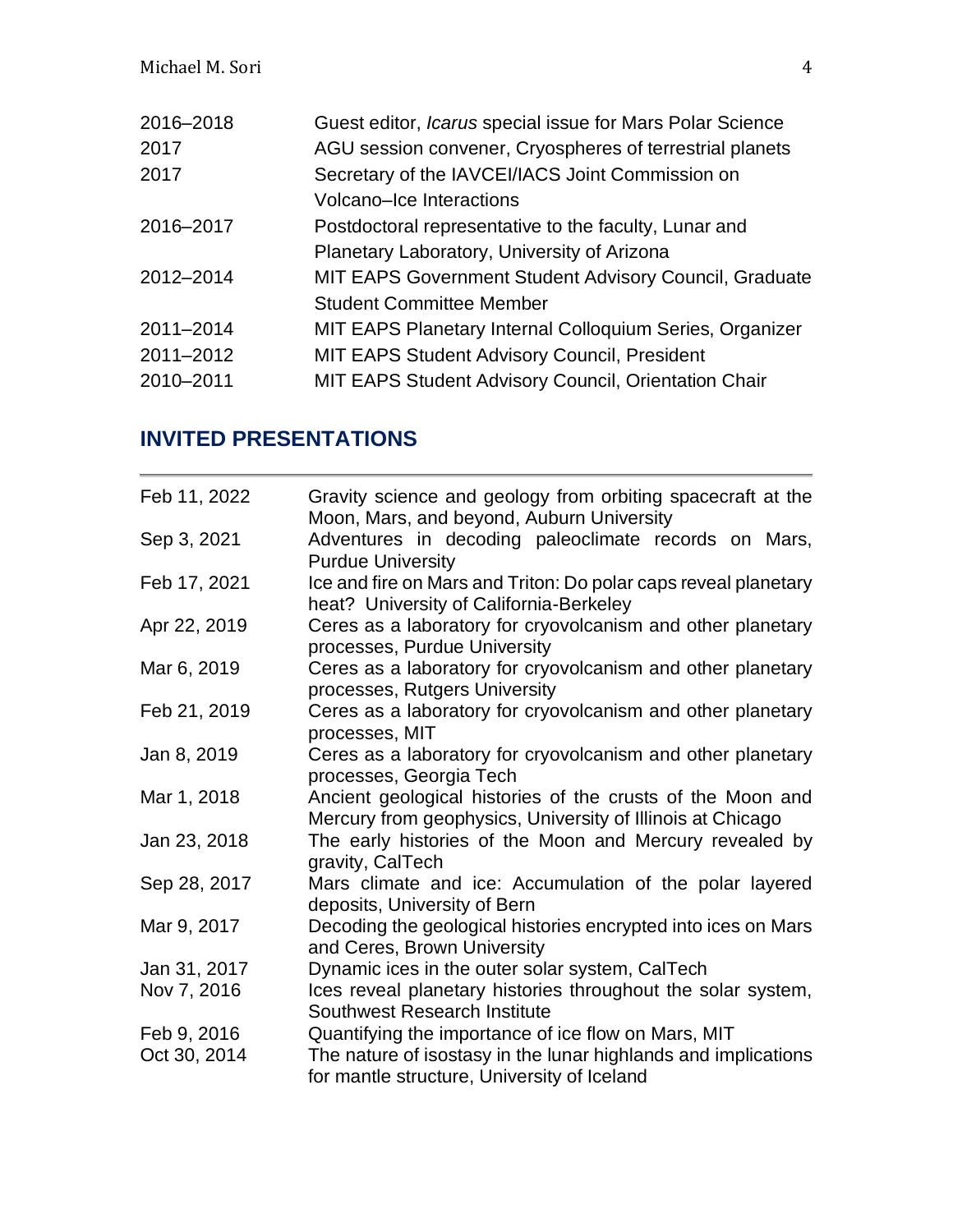| | |
|---|---|
| 2016–2018 | Guest editor, *Icarus* special issue for Mars Polar Science |
| 2017 | AGU session convener, Cryospheres of terrestrial planets |
| 2017 | Secretary of the IAVCEI/IACS Joint Commission on Volcano–Ice Interactions |
| 2016–2017 | Postdoctoral representative to the faculty, Lunar and Planetary Laboratory, University of Arizona |
| 2012–2014 | MIT EAPS Government Student Advisory Council, Graduate Student Committee Member |
| 2011–2014 | MIT EAPS Planetary Internal Colloquium Series, Organizer |
| 2011–2012 | MIT EAPS Student Advisory Council, President |
| 2010–2011 | MIT EAPS Student Advisory Council, Orientation Chair |

## INVITED PRESENTATIONS

| | |
|---|---|
| Feb 11, 2022 | Gravity science and geology from orbiting spacecraft at the Moon, Mars, and beyond, Auburn University |
| Sep 3, 2021 | Adventures in decoding paleoclimate records on Mars, Purdue University |
| Feb 17, 2021 | Ice and fire on Mars and Triton: Do polar caps reveal planetary heat? University of California-Berkeley |
| Apr 22, 2019 | Ceres as a laboratory for cryovolcanism and other planetary processes, Purdue University |
| Mar 6, 2019 | Ceres as a laboratory for cryovolcanism and other planetary processes, Rutgers University |
| Feb 21, 2019 | Ceres as a laboratory for cryovolcanism and other planetary processes, MIT |
| Jan 8, 2019 | Ceres as a laboratory for cryovolcanism and other planetary processes, Georgia Tech |
| Mar 1, 2018 | Ancient geological histories of the crusts of the Moon and Mercury from geophysics, University of Illinois at Chicago |
| Jan 23, 2018 | The early histories of the Moon and Mercury revealed by gravity, CalTech |
| Sep 28, 2017 | Mars climate and ice: Accumulation of the polar layered deposits, University of Bern |
| Mar 9, 2017 | Decoding the geological histories encrypted into ices on Mars and Ceres, Brown University |
| Jan 31, 2017 | Dynamic ices in the outer solar system, CalTech |
| Nov 7, 2016 | Ices reveal planetary histories throughout the solar system, Southwest Research Institute |
| Feb 9, 2016 | Quantifying the importance of ice flow on Mars, MIT |
| Oct 30, 2014 | The nature of isostasy in the lunar highlands and implications for mantle structure, University of Iceland |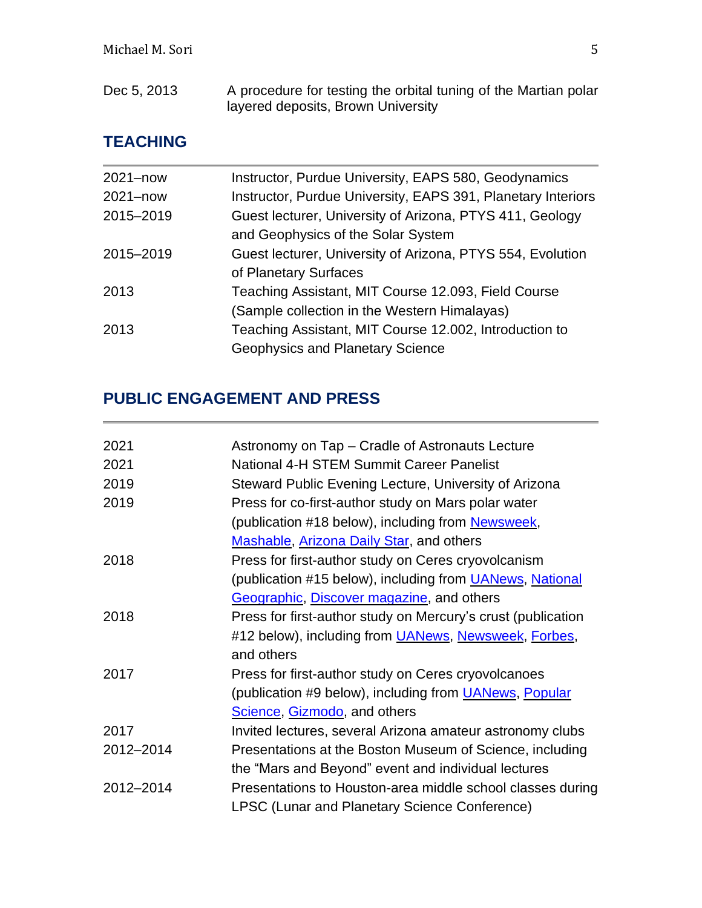| | |
|---|---|
| Dec 5, 2013 | A procedure for testing the orbital tuning of the Martian polar layered deposits, Brown University |

## TEACHING

| | |
|---|---|
| 2021–now | Instructor, Purdue University, EAPS 580, Geodynamics |
| 2021–now | Instructor, Purdue University, EAPS 391, Planetary Interiors |
| 2015–2019 | Guest lecturer, University of Arizona, PTYS 411, Geology and Geophysics of the Solar System |
| 2015–2019 | Guest lecturer, University of Arizona, PTYS 554, Evolution of Planetary Surfaces |
| 2013 | Teaching Assistant, MIT Course 12.093, Field Course (Sample collection in the Western Himalayas) |
| 2013 | Teaching Assistant, MIT Course 12.002, Introduction to Geophysics and Planetary Science |

## PUBLIC ENGAGEMENT AND PRESS

| | |
|---|---|
| 2021 | Astronomy on Tap – Cradle of Astronauts Lecture |
| 2021 | National 4-H STEM Summit Career Panelist |
| 2019 | Steward Public Evening Lecture, University of Arizona |
| 2019 | Press for co-first-author study on Mars polar water (publication #18 below), including from Newsweek, Mashable, Arizona Daily Star, and others |
| 2018 | Press for first-author study on Ceres cryovolcanism (publication #15 below), including from UANews, National Geographic, Discover magazine, and others |
| 2018 | Press for first-author study on Mercury's crust (publication #12 below), including from UANews, Newsweek, Forbes, and others |
| 2017 | Press for first-author study on Ceres cryovolcanoes (publication #9 below), including from UANews, Popular Science, Gizmodo, and others |
| 2017 | Invited lectures, several Arizona amateur astronomy clubs |
| 2012–2014 | Presentations at the Boston Museum of Science, including the "Mars and Beyond" event and individual lectures |
| 2012–2014 | Presentations to Houston-area middle school classes during LPSC (Lunar and Planetary Science Conference) |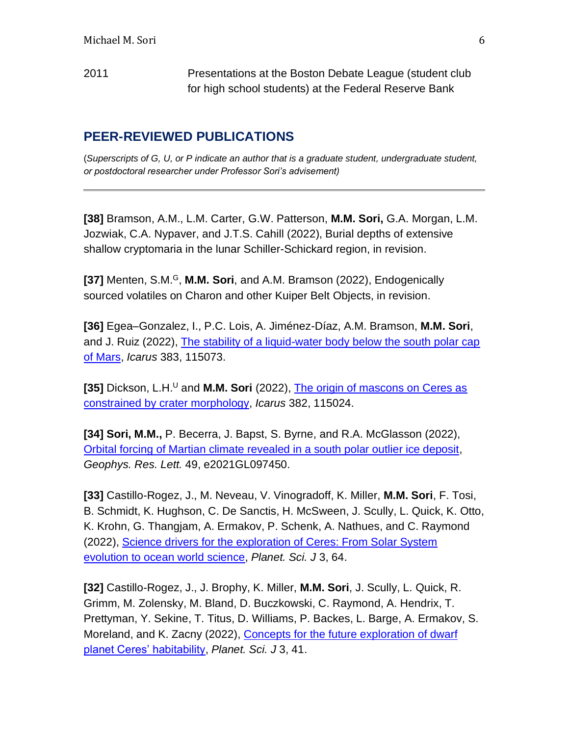2011 Presentations at the Boston Debate League (student club for high school students) at the Federal Reserve Bank

## PEER-REVIEWED PUBLICATIONS

(*Superscripts of G, U, or P indicate an author that is a graduate student, undergraduate student, or postdoctoral researcher under Professor Sori's advisement)*

---

**[38]** Bramson, A.M., L.M. Carter, G.W. Patterson, **M.M. Sori,** G.A. Morgan, L.M. Jozwiak, C.A. Nypaver, and J.T.S. Cahill (2022), Burial depths of extensive shallow cryptomaria in the lunar Schiller-Schickard region, in revision.

**[37]** Menten, S.M.[G], **M.M. Sori**, and A.M. Bramson (2022), Endogenically sourced volatiles on Charon and other Kuiper Belt Objects, in revision.

**[36]** Egea–Gonzalez, I., P.C. Lois, A. Jiménez-Díaz, A.M. Bramson, **M.M. Sori**, and J. Ruiz (2022), The stability of a liquid-water body below the south polar cap of Mars, *Icarus* 383, 115073.

**[35]** Dickson, L.H.[U] and **M.M. Sori** (2022), The origin of mascons on Ceres as constrained by crater morphology, *Icarus* 382, 115024.

**[34] Sori, M.M.,** P. Becerra, J. Bapst, S. Byrne, and R.A. McGlasson (2022), Orbital forcing of Martian climate revealed in a south polar outlier ice deposit, *Geophys. Res. Lett.* 49, e2021GL097450.

**[33]** Castillo-Rogez, J., M. Neveau, V. Vinogradoff, K. Miller, **M.M. Sori**, F. Tosi, B. Schmidt, K. Hughson, C. De Sanctis, H. McSween, J. Scully, L. Quick, K. Otto, K. Krohn, G. Thangjam, A. Ermakov, P. Schenk, A. Nathues, and C. Raymond (2022), Science drivers for the exploration of Ceres: From Solar System evolution to ocean world science, *Planet. Sci. J* 3, 64.

**[32]** Castillo-Rogez, J., J. Brophy, K. Miller, **M.M. Sori**, J. Scully, L. Quick, R. Grimm, M. Zolensky, M. Bland, D. Buczkowski, C. Raymond, A. Hendrix, T. Prettyman, Y. Sekine, T. Titus, D. Williams, P. Backes, L. Barge, A. Ermakov, S. Moreland, and K. Zacny (2022), Concepts for the future exploration of dwarf planet Ceres' habitability, *Planet. Sci. J* 3, 41.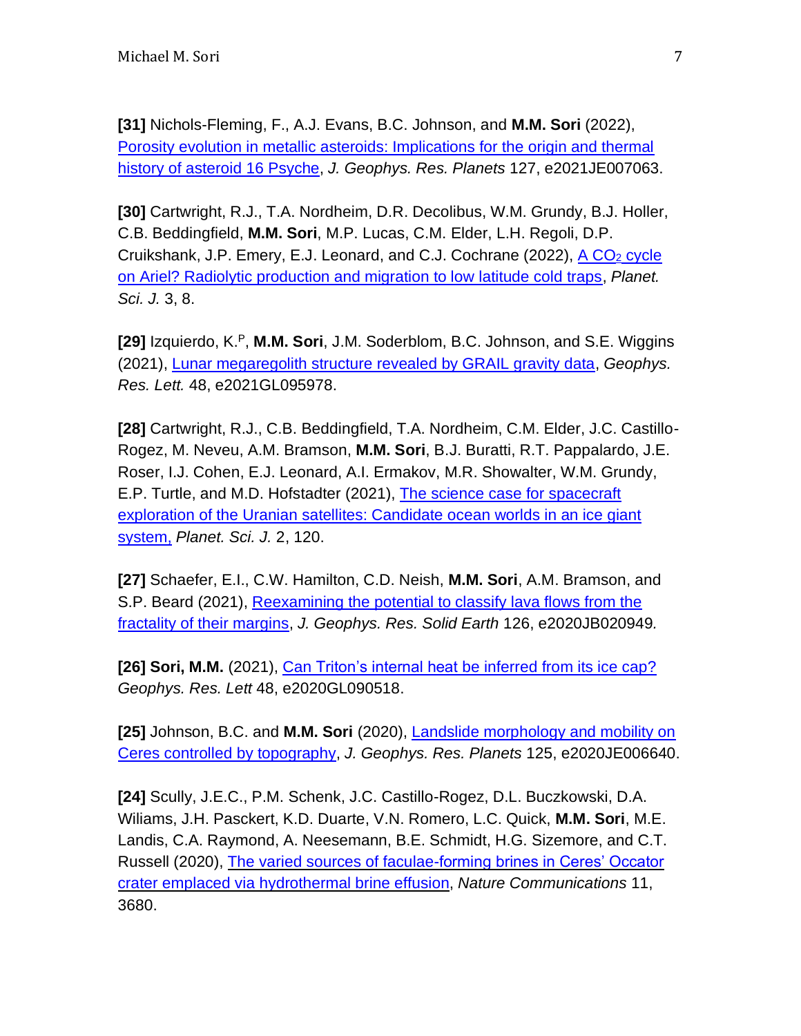**[31]** Nichols-Fleming, F., A.J. Evans, B.C. Johnson, and **M.M. Sori** (2022), [Porosity evolution in metallic asteroids: Implications for the origin and thermal history of asteroid 16 Psyche](), *J. Geophys. Res. Planets* 127, e2021JE007063.

**[30]** Cartwright, R.J., T.A. Nordheim, D.R. Decolibus, W.M. Grundy, B.J. Holler, C.B. Beddingfield, **M.M. Sori**, M.P. Lucas, C.M. Elder, L.H. Regoli, D.P. Cruikshank, J.P. Emery, E.J. Leonard, and C.J. Cochrane (2022), [A $CO_2$ cycle on Ariel? Radiolytic production and migration to low latitude cold traps](), *Planet. Sci. J.* 3, 8.

**[29]** Izquierdo, K.[P], **M.M. Sori**, J.M. Soderblom, B.C. Johnson, and S.E. Wiggins (2021), [Lunar megaregolith structure revealed by GRAIL gravity data](), *Geophys. Res. Lett.* 48, e2021GL095978.

**[28]** Cartwright, R.J., C.B. Beddingfield, T.A. Nordheim, C.M. Elder, J.C. Castillo-Rogez, M. Neveu, A.M. Bramson, **M.M. Sori**, B.J. Buratti, R.T. Pappalardo, J.E. Roser, I.J. Cohen, E.J. Leonard, A.I. Ermakov, M.R. Showalter, W.M. Grundy, E.P. Turtle, and M.D. Hofstadter (2021), [The science case for spacecraft exploration of the Uranian satellites: Candidate ocean worlds in an ice giant system,]() *Planet. Sci. J.* 2, 120.

**[27]** Schaefer, E.I., C.W. Hamilton, C.D. Neish, **M.M. Sori**, A.M. Bramson, and S.P. Beard (2021), [Reexamining the potential to classify lava flows from the fractality of their margins](), *J. Geophys. Res. Solid Earth* 126, e2020JB020949*.*

**[26] Sori, M.M.** (2021), [Can Triton's internal heat be inferred from its ice cap?]() *Geophys. Res. Lett* 48, e2020GL090518.

**[25]** Johnson, B.C. and **M.M. Sori** (2020), [Landslide morphology and mobility on Ceres controlled by topography](), *J. Geophys. Res. Planets* 125, e2020JE006640.

**[24]** Scully, J.E.C., P.M. Schenk, J.C. Castillo-Rogez, D.L. Buczkowski, D.A. Wiliams, J.H. Pasckert, K.D. Duarte, V.N. Romero, L.C. Quick, **M.M. Sori**, M.E. Landis, C.A. Raymond, A. Neesemann, B.E. Schmidt, H.G. Sizemore, and C.T. Russell (2020), [The varied sources of faculae-forming brines in Ceres' Occator crater emplaced via hydrothermal brine effusion](), *Nature Communications* 11, 3680.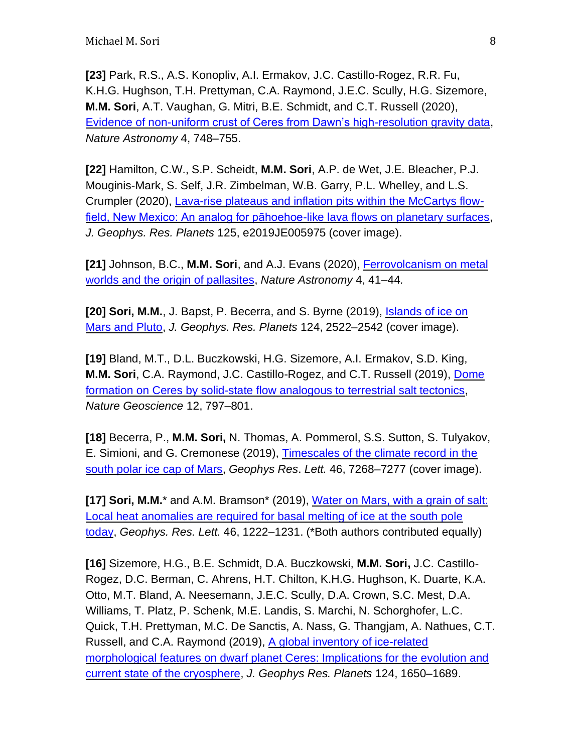**[23]** Park, R.S., A.S. Konopliv, A.I. Ermakov, J.C. Castillo-Rogez, R.R. Fu, K.H.G. Hughson, T.H. Prettyman, C.A. Raymond, J.E.C. Scully, H.G. Sizemore, **M.M. Sori**, A.T. Vaughan, G. Mitri, B.E. Schmidt, and C.T. Russell (2020), Evidence of non-uniform crust of Ceres from Dawn's high-resolution gravity data, *Nature Astronomy* 4, 748–755.

**[22]** Hamilton, C.W., S.P. Scheidt, **M.M. Sori**, A.P. de Wet, J.E. Bleacher, P.J. Mouginis-Mark, S. Self, J.R. Zimbelman, W.B. Garry, P.L. Whelley, and L.S. Crumpler (2020), Lava-rise plateaus and inflation pits within the McCartys flow-field, New Mexico: An analog for pāhoehoe-like lava flows on planetary surfaces, *J. Geophys. Res. Planets* 125, e2019JE005975 (cover image).

**[21]** Johnson, B.C., **M.M. Sori**, and A.J. Evans (2020), Ferrovolcanism on metal worlds and the origin of pallasites, *Nature Astronomy* 4, 41–44*.*

**[20] Sori, M.M.**, J. Bapst, P. Becerra, and S. Byrne (2019), Islands of ice on Mars and Pluto, *J. Geophys. Res. Planets* 124, 2522–2542 (cover image).

**[19]** Bland, M.T., D.L. Buczkowski, H.G. Sizemore, A.I. Ermakov, S.D. King, **M.M. Sori**, C.A. Raymond, J.C. Castillo-Rogez, and C.T. Russell (2019), Dome formation on Ceres by solid-state flow analogous to terrestrial salt tectonics, *Nature Geoscience* 12, 797–801.

**[18]** Becerra, P., **M.M. Sori,** N. Thomas, A. Pommerol, S.S. Sutton, S. Tulyakov, E. Simioni, and G. Cremonese (2019), Timescales of the climate record in the south polar ice cap of Mars, *Geophys Res*. *Lett.* 46, 7268–7277 (cover image).

**[17] Sori, M.M.*** and A.M. Bramson* (2019), Water on Mars, with a grain of salt: Local heat anomalies are required for basal melting of ice at the south pole today, *Geophys. Res. Lett.* 46, 1222–1231. (*Both authors contributed equally)

**[16]** Sizemore, H.G., B.E. Schmidt, D.A. Buczkowski, **M.M. Sori,** J.C. Castillo-Rogez, D.C. Berman, C. Ahrens, H.T. Chilton, K.H.G. Hughson, K. Duarte, K.A. Otto, M.T. Bland, A. Neesemann, J.E.C. Scully, D.A. Crown, S.C. Mest, D.A. Williams, T. Platz, P. Schenk, M.E. Landis, S. Marchi, N. Schorghofer, L.C. Quick, T.H. Prettyman, M.C. De Sanctis, A. Nass, G. Thangjam, A. Nathues, C.T. Russell, and C.A. Raymond (2019), A global inventory of ice-related morphological features on dwarf planet Ceres: Implications for the evolution and current state of the cryosphere, *J. Geophys Res. Planets* 124, 1650–1689.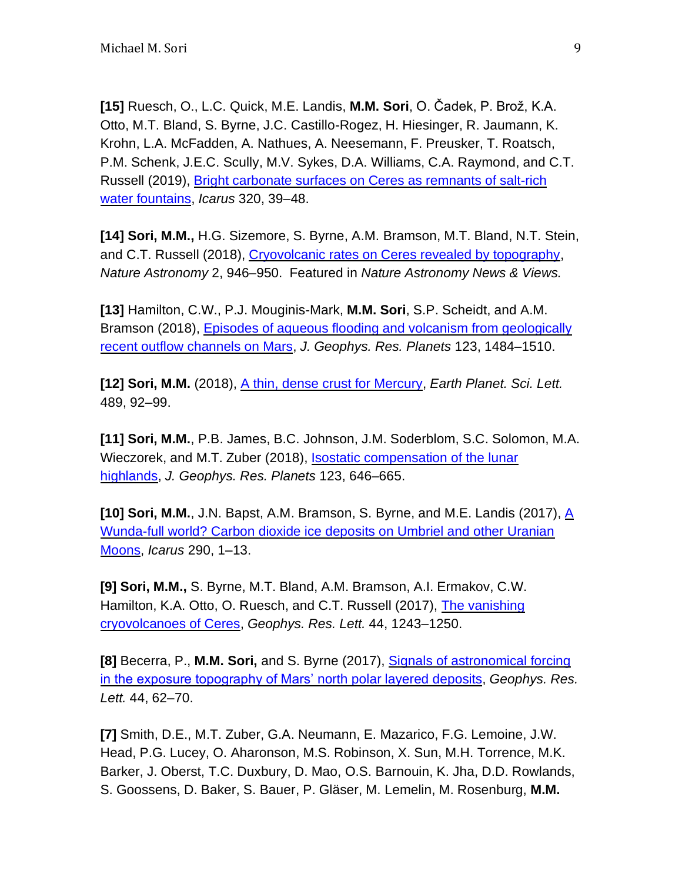**[15]** Ruesch, O., L.C. Quick, M.E. Landis, **M.M. Sori**, O. Čadek, P. Brož, K.A. Otto, M.T. Bland, S. Byrne, J.C. Castillo-Rogez, H. Hiesinger, R. Jaumann, K. Krohn, L.A. McFadden, A. Nathues, A. Neesemann, F. Preusker, T. Roatsch, P.M. Schenk, J.E.C. Scully, M.V. Sykes, D.A. Williams, C.A. Raymond, and C.T. Russell (2019), Bright carbonate surfaces on Ceres as remnants of salt-rich water fountains, *Icarus* 320, 39–48.

**[14] Sori, M.M.,** H.G. Sizemore, S. Byrne, A.M. Bramson, M.T. Bland, N.T. Stein, and C.T. Russell (2018), Cryovolcanic rates on Ceres revealed by topography, *Nature Astronomy* 2, 946–950. Featured in *Nature Astronomy News & Views.*

**[13]** Hamilton, C.W., P.J. Mouginis-Mark, **M.M. Sori**, S.P. Scheidt, and A.M. Bramson (2018), Episodes of aqueous flooding and volcanism from geologically recent outflow channels on Mars, *J. Geophys. Res. Planets* 123, 1484–1510.

**[12] Sori, M.M.** (2018), A thin, dense crust for Mercury, *Earth Planet. Sci. Lett.* 489, 92–99.

**[11] Sori, M.M.**, P.B. James, B.C. Johnson, J.M. Soderblom, S.C. Solomon, M.A. Wieczorek, and M.T. Zuber (2018), Isostatic compensation of the lunar highlands, *J. Geophys. Res. Planets* 123, 646–665.

**[10] Sori, M.M.**, J.N. Bapst, A.M. Bramson, S. Byrne, and M.E. Landis (2017), A Wunda-full world? Carbon dioxide ice deposits on Umbriel and other Uranian Moons, *Icarus* 290, 1–13.

**[9] Sori, M.M.,** S. Byrne, M.T. Bland, A.M. Bramson, A.I. Ermakov, C.W. Hamilton, K.A. Otto, O. Ruesch, and C.T. Russell (2017), The vanishing cryovolcanoes of Ceres, *Geophys. Res. Lett.* 44, 1243–1250.

**[8]** Becerra, P., **M.M. Sori,** and S. Byrne (2017), Signals of astronomical forcing in the exposure topography of Mars' north polar layered deposits, *Geophys. Res. Lett.* 44, 62–70.

**[7]** Smith, D.E., M.T. Zuber, G.A. Neumann, E. Mazarico, F.G. Lemoine, J.W. Head, P.G. Lucey, O. Aharonson, M.S. Robinson, X. Sun, M.H. Torrence, M.K. Barker, J. Oberst, T.C. Duxbury, D. Mao, O.S. Barnouin, K. Jha, D.D. Rowlands, S. Goossens, D. Baker, S. Bauer, P. Gläser, M. Lemelin, M. Rosenburg, **M.M.**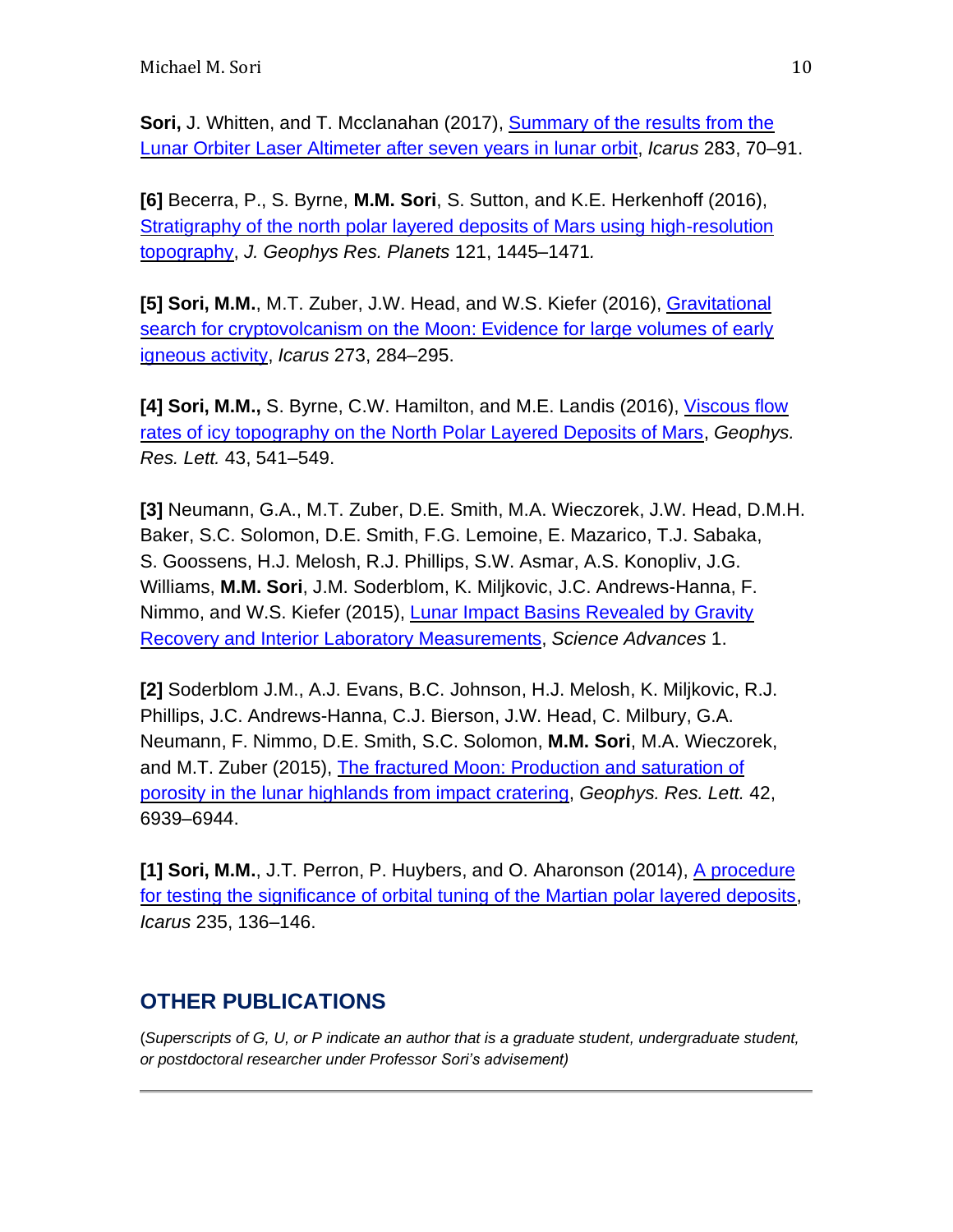**Sori,** J. Whitten, and T. Mcclanahan (2017), Summary of the results from the Lunar Orbiter Laser Altimeter after seven years in lunar orbit, *Icarus* 283, 70–91.

**[6]** Becerra, P., S. Byrne, **M.M. Sori**, S. Sutton, and K.E. Herkenhoff (2016), Stratigraphy of the north polar layered deposits of Mars using high-resolution topography, *J. Geophys Res. Planets* 121, 1445–1471*.*

**[5] Sori, M.M.**, M.T. Zuber, J.W. Head, and W.S. Kiefer (2016), Gravitational search for cryptovolcanism on the Moon: Evidence for large volumes of early igneous activity, *Icarus* 273, 284–295.

**[4] Sori, M.M.,** S. Byrne, C.W. Hamilton, and M.E. Landis (2016), Viscous flow rates of icy topography on the North Polar Layered Deposits of Mars, *Geophys. Res. Lett.* 43, 541–549.

**[3]** Neumann, G.A., M.T. Zuber, D.E. Smith, M.A. Wieczorek, J.W. Head, D.M.H. Baker, S.C. Solomon, D.E. Smith, F.G. Lemoine, E. Mazarico, T.J. Sabaka, S. Goossens, H.J. Melosh, R.J. Phillips, S.W. Asmar, A.S. Konopliv, J.G. Williams, **M.M. Sori**, J.M. Soderblom, K. Miljkovic, J.C. Andrews-Hanna, F. Nimmo, and W.S. Kiefer (2015), Lunar Impact Basins Revealed by Gravity Recovery and Interior Laboratory Measurements, *Science Advances* 1.

**[2]** Soderblom J.M., A.J. Evans, B.C. Johnson, H.J. Melosh, K. Miljkovic, R.J. Phillips, J.C. Andrews-Hanna, C.J. Bierson, J.W. Head, C. Milbury, G.A. Neumann, F. Nimmo, D.E. Smith, S.C. Solomon, **M.M. Sori**, M.A. Wieczorek, and M.T. Zuber (2015), The fractured Moon: Production and saturation of porosity in the lunar highlands from impact cratering, *Geophys. Res. Lett.* 42, 6939–6944.

**[1] Sori, M.M.**, J.T. Perron, P. Huybers, and O. Aharonson (2014), A procedure for testing the significance of orbital tuning of the Martian polar layered deposits, *Icarus* 235, 136–146.

## OTHER PUBLICATIONS

(*Superscripts of G, U, or P indicate an author that is a graduate student, undergraduate student, or postdoctoral researcher under Professor Sori's advisement)*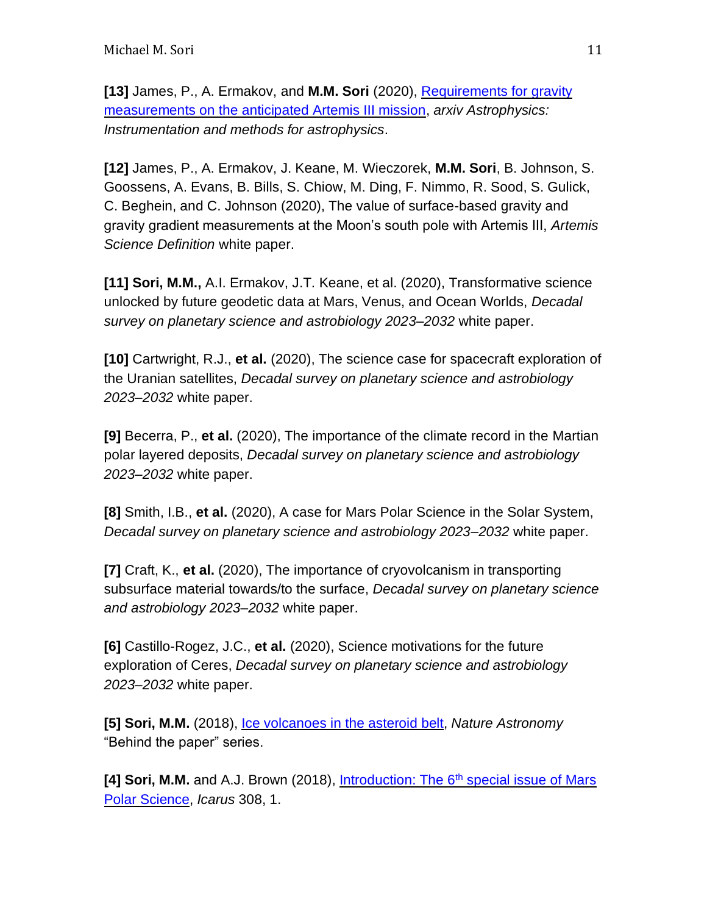**[13]** James, P., A. Ermakov, and **M.M. Sori** (2020), Requirements for gravity measurements on the anticipated Artemis III mission, *arxiv Astrophysics: Instrumentation and methods for astrophysics*.

**[12]** James, P., A. Ermakov, J. Keane, M. Wieczorek, **M.M. Sori**, B. Johnson, S. Goossens, A. Evans, B. Bills, S. Chiow, M. Ding, F. Nimmo, R. Sood, S. Gulick, C. Beghein, and C. Johnson (2020), The value of surface-based gravity and gravity gradient measurements at the Moon's south pole with Artemis III, *Artemis Science Definition* white paper.

**[11] Sori, M.M.,** A.I. Ermakov, J.T. Keane, et al. (2020), Transformative science unlocked by future geodetic data at Mars, Venus, and Ocean Worlds, *Decadal survey on planetary science and astrobiology 2023–2032* white paper.

**[10]** Cartwright, R.J., **et al.** (2020), The science case for spacecraft exploration of the Uranian satellites, *Decadal survey on planetary science and astrobiology 2023–2032* white paper.

**[9]** Becerra, P., **et al.** (2020), The importance of the climate record in the Martian polar layered deposits, *Decadal survey on planetary science and astrobiology 2023–2032* white paper.

**[8]** Smith, I.B., **et al.** (2020), A case for Mars Polar Science in the Solar System, *Decadal survey on planetary science and astrobiology 2023–2032* white paper.

**[7]** Craft, K., **et al.** (2020), The importance of cryovolcanism in transporting subsurface material towards/to the surface, *Decadal survey on planetary science and astrobiology 2023–2032* white paper.

**[6]** Castillo-Rogez, J.C., **et al.** (2020), Science motivations for the future exploration of Ceres, *Decadal survey on planetary science and astrobiology 2023–2032* white paper.

**[5] Sori, M.M.** (2018), Ice volcanoes in the asteroid belt, *Nature Astronomy* "Behind the paper" series.

**[4] Sori, M.M.** and A.J. Brown (2018), Introduction: The 6th special issue of Mars Polar Science, *Icarus* 308, 1.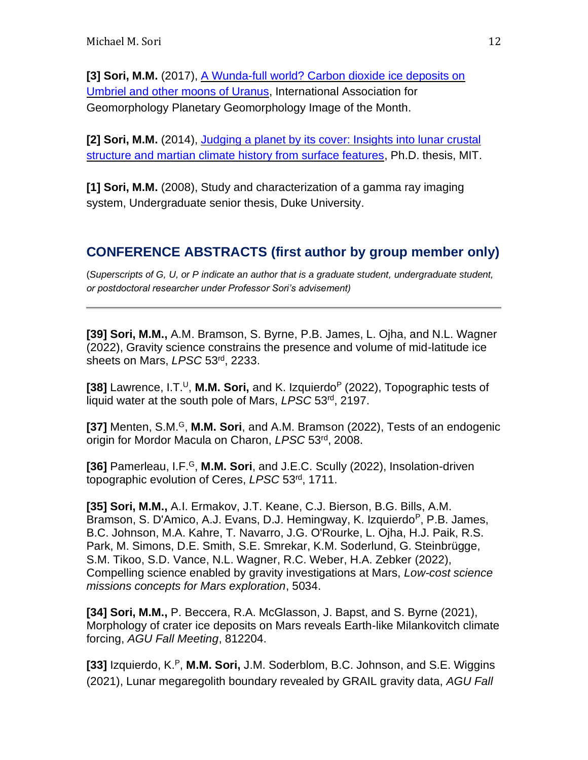**[3] Sori, M.M.** (2017), A Wunda-full world? Carbon dioxide ice deposits on Umbriel and other moons of Uranus, International Association for Geomorphology Planetary Geomorphology Image of the Month.

**[2] Sori, M.M.** (2014), Judging a planet by its cover: Insights into lunar crustal structure and martian climate history from surface features, Ph.D. thesis, MIT.

**[1] Sori, M.M.** (2008), Study and characterization of a gamma ray imaging system, Undergraduate senior thesis, Duke University.

## CONFERENCE ABSTRACTS (first author by group member only)

(*Superscripts of G, U, or P indicate an author that is a graduate student, undergraduate student, or postdoctoral researcher under Professor Sori's advisement)*

---

**[39] Sori, M.M.,** A.M. Bramson, S. Byrne, P.B. James, L. Ojha, and N.L. Wagner (2022), Gravity science constrains the presence and volume of mid-latitude ice sheets on Mars, *LPSC* 53rd, 2233.

**[38]** Lawrence, I.T.[U], **M.M. Sori,** and K. Izquierdo[P] (2022), Topographic tests of liquid water at the south pole of Mars, *LPSC* 53rd, 2197.

**[37]** Menten, S.M.[G], **M.M. Sori**, and A.M. Bramson (2022), Tests of an endogenic origin for Mordor Macula on Charon, *LPSC* 53rd, 2008.

**[36]** Pamerleau, I.F.[G], **M.M. Sori**, and J.E.C. Scully (2022), Insolation-driven topographic evolution of Ceres, *LPSC* 53rd, 1711.

**[35] Sori, M.M.,** A.I. Ermakov, J.T. Keane, C.J. Bierson, B.G. Bills, A.M. Bramson, S. D'Amico, A.J. Evans, D.J. Hemingway, K. Izquierdo[P], P.B. James, B.C. Johnson, M.A. Kahre, T. Navarro, J.G. O'Rourke, L. Ojha, H.J. Paik, R.S. Park, M. Simons, D.E. Smith, S.E. Smrekar, K.M. Soderlund, G. Steinbrügge, S.M. Tikoo, S.D. Vance, N.L. Wagner, R.C. Weber, H.A. Zebker (2022), Compelling science enabled by gravity investigations at Mars, *Low-cost science missions concepts for Mars exploration*, 5034.

**[34] Sori, M.M.,** P. Beccera, R.A. McGlasson, J. Bapst, and S. Byrne (2021), Morphology of crater ice deposits on Mars reveals Earth-like Milankovitch climate forcing, *AGU Fall Meeting*, 812204.

**[33]** Izquierdo, K.[P], **M.M. Sori,** J.M. Soderblom, B.C. Johnson, and S.E. Wiggins (2021), Lunar megaregolith boundary revealed by GRAIL gravity data, *AGU Fall*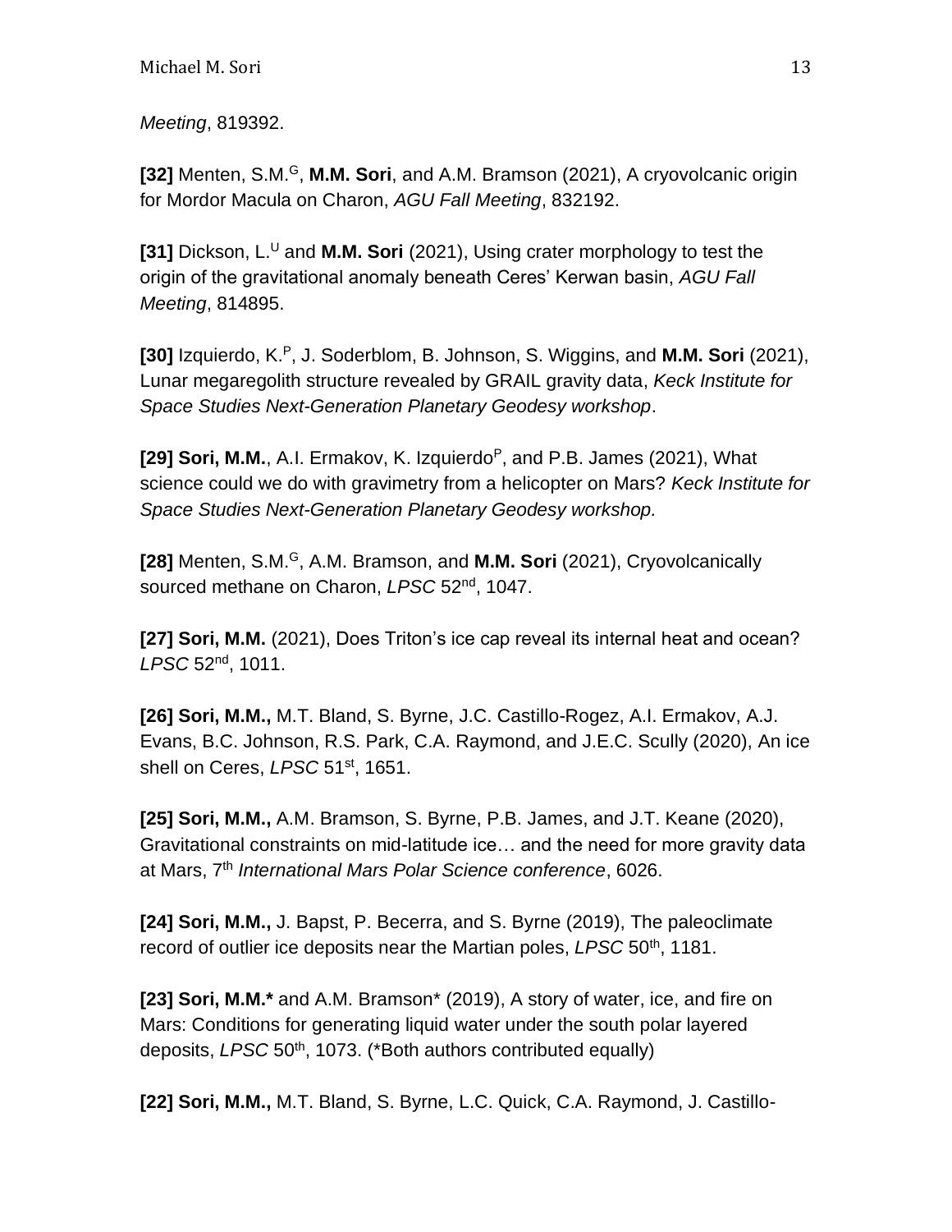*Meeting*, 819392.

**[32]** Menten, S.M.[G], **M.M. Sori**, and A.M. Bramson (2021), A cryovolcanic origin for Mordor Macula on Charon, *AGU Fall Meeting*, 832192.

**[31]** Dickson, L.[U] and **M.M. Sori** (2021), Using crater morphology to test the origin of the gravitational anomaly beneath Ceres' Kerwan basin, *AGU Fall Meeting*, 814895.

**[30]** Izquierdo, K.[P], J. Soderblom, B. Johnson, S. Wiggins, and **M.M. Sori** (2021), Lunar megaregolith structure revealed by GRAIL gravity data, *Keck Institute for Space Studies Next-Generation Planetary Geodesy workshop*.

**[29] Sori, M.M.**, A.I. Ermakov, K. Izquierdo[P], and P.B. James (2021), What science could we do with gravimetry from a helicopter on Mars? *Keck Institute for Space Studies Next-Generation Planetary Geodesy workshop.*

**[28]** Menten, S.M.[G], A.M. Bramson, and **M.M. Sori** (2021), Cryovolcanically sourced methane on Charon, *LPSC* 52nd, 1047.

**[27] Sori, M.M.** (2021), Does Triton's ice cap reveal its internal heat and ocean? *LPSC* 52nd, 1011.

**[26] Sori, M.M.,** M.T. Bland, S. Byrne, J.C. Castillo-Rogez, A.I. Ermakov, A.J. Evans, B.C. Johnson, R.S. Park, C.A. Raymond, and J.E.C. Scully (2020), An ice shell on Ceres, *LPSC* 51st, 1651.

**[25] Sori, M.M.,** A.M. Bramson, S. Byrne, P.B. James, and J.T. Keane (2020), Gravitational constraints on mid-latitude ice… and the need for more gravity data at Mars, 7th *International Mars Polar Science conference*, 6026.

**[24] Sori, M.M.,** J. Bapst, P. Becerra, and S. Byrne (2019), The paleoclimate record of outlier ice deposits near the Martian poles, *LPSC* 50th, 1181.

**[23] Sori, M.M.*** and A.M. Bramson* (2019), A story of water, ice, and fire on Mars: Conditions for generating liquid water under the south polar layered deposits, *LPSC* 50th, 1073. (*Both authors contributed equally)

**[22] Sori, M.M.,** M.T. Bland, S. Byrne, L.C. Quick, C.A. Raymond, J. Castillo-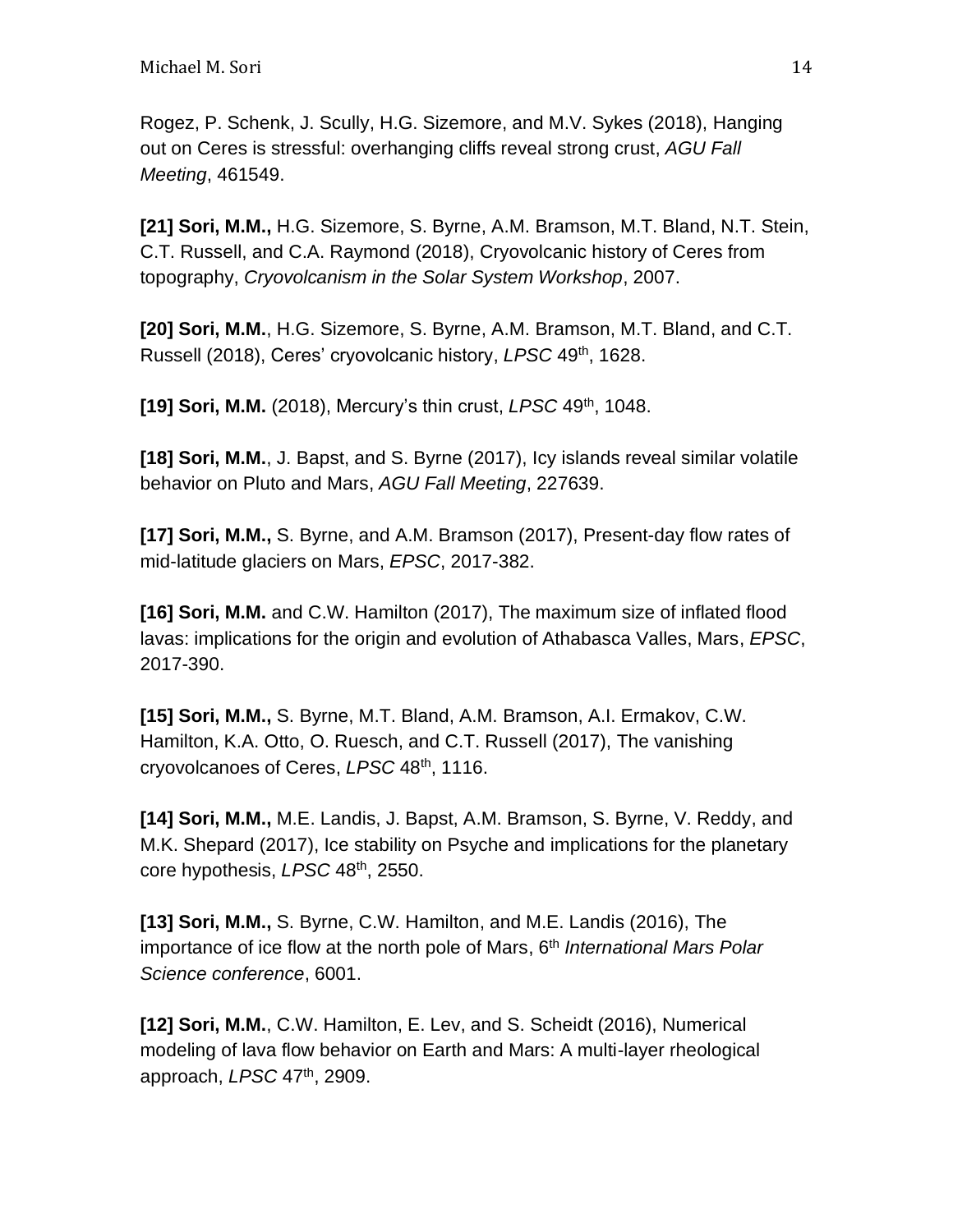Rogez, P. Schenk, J. Scully, H.G. Sizemore, and M.V. Sykes (2018), Hanging out on Ceres is stressful: overhanging cliffs reveal strong crust, *AGU Fall Meeting*, 461549.

**[21] Sori, M.M.,** H.G. Sizemore, S. Byrne, A.M. Bramson, M.T. Bland, N.T. Stein, C.T. Russell, and C.A. Raymond (2018), Cryovolcanic history of Ceres from topography, *Cryovolcanism in the Solar System Workshop*, 2007.

**[20] Sori, M.M.**, H.G. Sizemore, S. Byrne, A.M. Bramson, M.T. Bland, and C.T. Russell (2018), Ceres' cryovolcanic history, *LPSC* 49th, 1628.

**[19] Sori, M.M.** (2018), Mercury's thin crust, *LPSC* 49th, 1048.

**[18] Sori, M.M.**, J. Bapst, and S. Byrne (2017), Icy islands reveal similar volatile behavior on Pluto and Mars, *AGU Fall Meeting*, 227639.

**[17] Sori, M.M.,** S. Byrne, and A.M. Bramson (2017), Present-day flow rates of mid-latitude glaciers on Mars, *EPSC*, 2017-382.

**[16] Sori, M.M.** and C.W. Hamilton (2017), The maximum size of inflated flood lavas: implications for the origin and evolution of Athabasca Valles, Mars, *EPSC*, 2017-390.

**[15] Sori, M.M.,** S. Byrne, M.T. Bland, A.M. Bramson, A.I. Ermakov, C.W. Hamilton, K.A. Otto, O. Ruesch, and C.T. Russell (2017), The vanishing cryovolcanoes of Ceres, *LPSC* 48th, 1116.

**[14] Sori, M.M.,** M.E. Landis, J. Bapst, A.M. Bramson, S. Byrne, V. Reddy, and M.K. Shepard (2017), Ice stability on Psyche and implications for the planetary core hypothesis, *LPSC* 48th, 2550.

**[13] Sori, M.M.,** S. Byrne, C.W. Hamilton, and M.E. Landis (2016), The importance of ice flow at the north pole of Mars, 6th *International Mars Polar Science conference*, 6001.

**[12] Sori, M.M.**, C.W. Hamilton, E. Lev, and S. Scheidt (2016), Numerical modeling of lava flow behavior on Earth and Mars: A multi-layer rheological approach, *LPSC* 47th, 2909.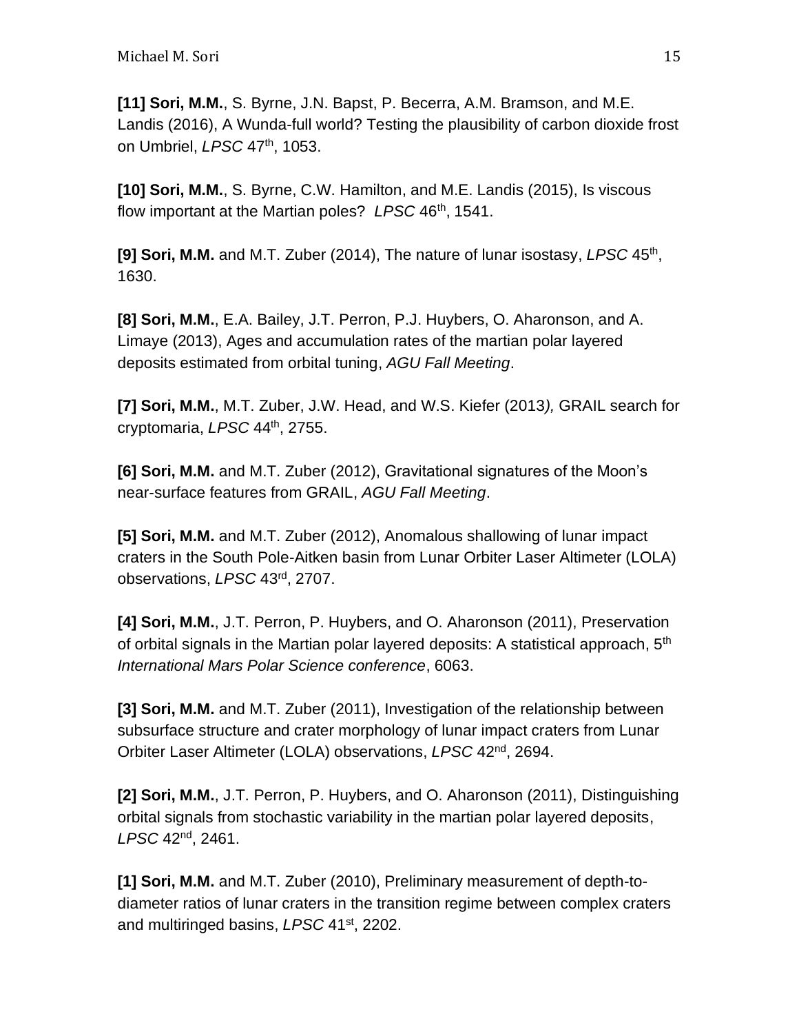**[11] Sori, M.M.**, S. Byrne, J.N. Bapst, P. Becerra, A.M. Bramson, and M.E. Landis (2016), A Wunda-full world? Testing the plausibility of carbon dioxide frost on Umbriel, *LPSC* 47th, 1053.

**[10] Sori, M.M.**, S. Byrne, C.W. Hamilton, and M.E. Landis (2015), Is viscous flow important at the Martian poles? *LPSC* 46th, 1541.

**[9] Sori, M.M.** and M.T. Zuber (2014), The nature of lunar isostasy, *LPSC* 45th, 1630.

**[8] Sori, M.M.**, E.A. Bailey, J.T. Perron, P.J. Huybers, O. Aharonson, and A. Limaye (2013), Ages and accumulation rates of the martian polar layered deposits estimated from orbital tuning, *AGU Fall Meeting*.

**[7] Sori, M.M.**, M.T. Zuber, J.W. Head, and W.S. Kiefer (2013*),* GRAIL search for cryptomaria, *LPSC* 44th, 2755.

**[6] Sori, M.M.** and M.T. Zuber (2012), Gravitational signatures of the Moon's near-surface features from GRAIL, *AGU Fall Meeting*.

**[5] Sori, M.M.** and M.T. Zuber (2012), Anomalous shallowing of lunar impact craters in the South Pole-Aitken basin from Lunar Orbiter Laser Altimeter (LOLA) observations, *LPSC* 43rd, 2707.

**[4] Sori, M.M.**, J.T. Perron, P. Huybers, and O. Aharonson (2011), Preservation of orbital signals in the Martian polar layered deposits: A statistical approach, 5th *International Mars Polar Science conference*, 6063.

**[3] Sori, M.M.** and M.T. Zuber (2011), Investigation of the relationship between subsurface structure and crater morphology of lunar impact craters from Lunar Orbiter Laser Altimeter (LOLA) observations, *LPSC* 42nd, 2694.

**[2] Sori, M.M.**, J.T. Perron, P. Huybers, and O. Aharonson (2011), Distinguishing orbital signals from stochastic variability in the martian polar layered deposits, *LPSC* 42nd, 2461.

**[1] Sori, M.M.** and M.T. Zuber (2010), Preliminary measurement of depth-to-diameter ratios of lunar craters in the transition regime between complex craters and multiringed basins, *LPSC* 41st, 2202.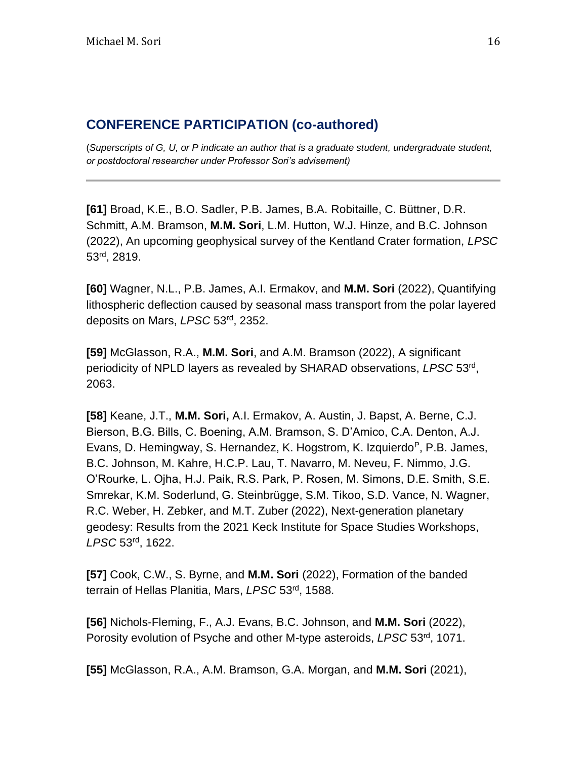## CONFERENCE PARTICIPATION (co-authored)

(*Superscripts of G, U, or P indicate an author that is a graduate student, undergraduate student, or postdoctoral researcher under Professor Sori's advisement)*

---

**[61]** Broad, K.E., B.O. Sadler, P.B. James, B.A. Robitaille, C. Büttner, D.R. Schmitt, A.M. Bramson, **M.M. Sori**, L.M. Hutton, W.J. Hinze, and B.C. Johnson (2022), An upcoming geophysical survey of the Kentland Crater formation, *LPSC* 53rd, 2819.

**[60]** Wagner, N.L., P.B. James, A.I. Ermakov, and **M.M. Sori** (2022), Quantifying lithospheric deflection caused by seasonal mass transport from the polar layered deposits on Mars, *LPSC* 53rd, 2352.

**[59]** McGlasson, R.A., **M.M. Sori**, and A.M. Bramson (2022), A significant periodicity of NPLD layers as revealed by SHARAD observations, *LPSC* 53rd, 2063.

**[58]** Keane, J.T., **M.M. Sori,** A.I. Ermakov, A. Austin, J. Bapst, A. Berne, C.J. Bierson, B.G. Bills, C. Boening, A.M. Bramson, S. D'Amico, C.A. Denton, A.J. Evans, D. Hemingway, S. Hernandez, K. Hogstrom, K. Izquierdo[P], P.B. James, B.C. Johnson, M. Kahre, H.C.P. Lau, T. Navarro, M. Neveu, F. Nimmo, J.G. O'Rourke, L. Ojha, H.J. Paik, R.S. Park, P. Rosen, M. Simons, D.E. Smith, S.E. Smrekar, K.M. Soderlund, G. Steinbrügge, S.M. Tikoo, S.D. Vance, N. Wagner, R.C. Weber, H. Zebker, and M.T. Zuber (2022), Next-generation planetary geodesy: Results from the 2021 Keck Institute for Space Studies Workshops, *LPSC* 53rd, 1622.

**[57]** Cook, C.W., S. Byrne, and **M.M. Sori** (2022), Formation of the banded terrain of Hellas Planitia, Mars, *LPSC* 53rd, 1588.

**[56]** Nichols-Fleming, F., A.J. Evans, B.C. Johnson, and **M.M. Sori** (2022), Porosity evolution of Psyche and other M-type asteroids, *LPSC* 53rd, 1071.

**[55]** McGlasson, R.A., A.M. Bramson, G.A. Morgan, and **M.M. Sori** (2021),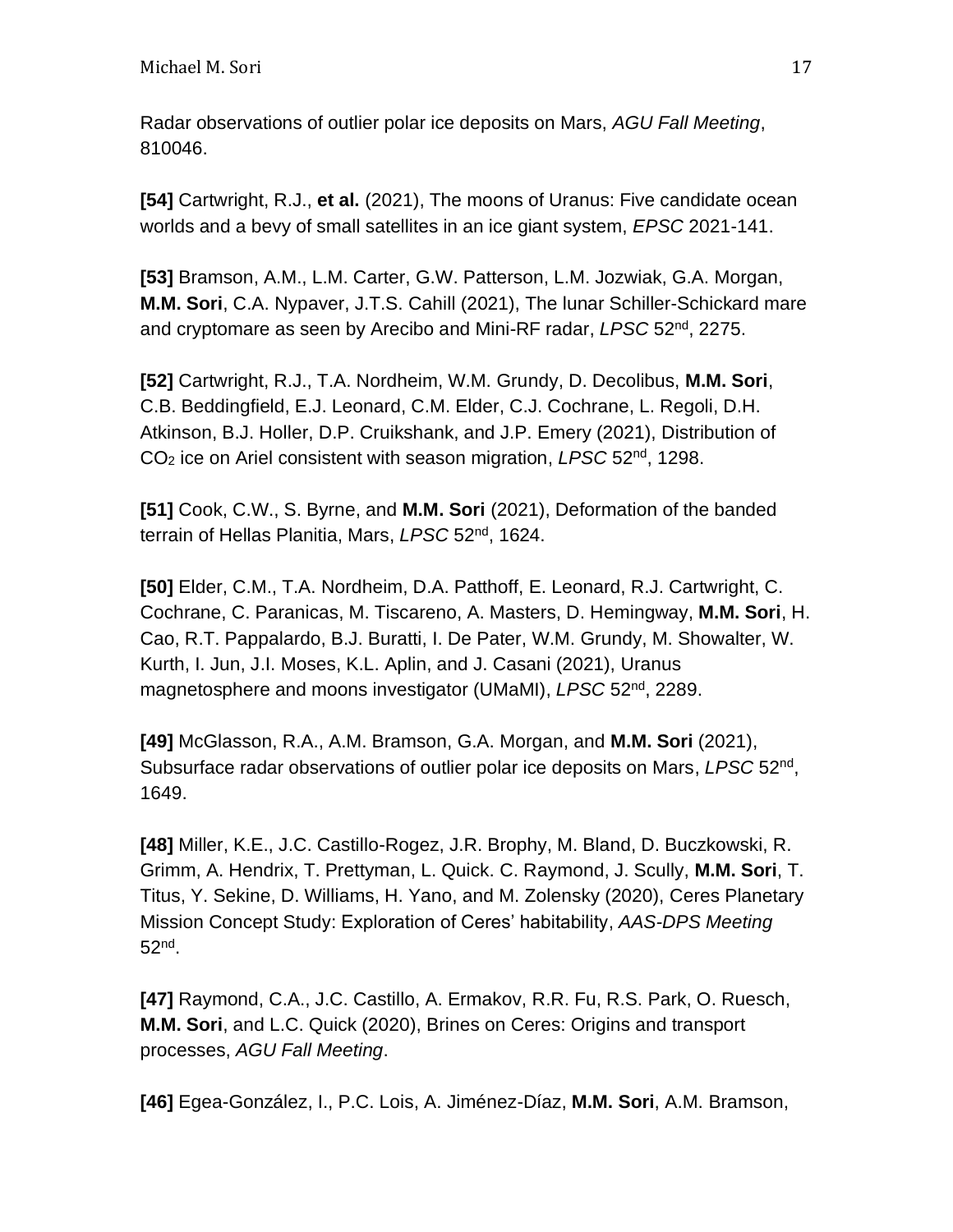Radar observations of outlier polar ice deposits on Mars, *AGU Fall Meeting*, 810046.

**[54]** Cartwright, R.J., **et al.** (2021), The moons of Uranus: Five candidate ocean worlds and a bevy of small satellites in an ice giant system, *EPSC* 2021-141.

**[53]** Bramson, A.M., L.M. Carter, G.W. Patterson, L.M. Jozwiak, G.A. Morgan, **M.M. Sori**, C.A. Nypaver, J.T.S. Cahill (2021), The lunar Schiller-Schickard mare and cryptomare as seen by Arecibo and Mini-RF radar, *LPSC* 52nd, 2275.

**[52]** Cartwright, R.J., T.A. Nordheim, W.M. Grundy, D. Decolibus, **M.M. Sori**, C.B. Beddingfield, E.J. Leonard, C.M. Elder, C.J. Cochrane, L. Regoli, D.H. Atkinson, B.J. Holler, D.P. Cruikshank, and J.P. Emery (2021), Distribution of $CO_2$ ice on Ariel consistent with season migration, *LPSC* 52nd, 1298.

**[51]** Cook, C.W., S. Byrne, and **M.M. Sori** (2021), Deformation of the banded terrain of Hellas Planitia, Mars, *LPSC* 52nd, 1624.

**[50]** Elder, C.M., T.A. Nordheim, D.A. Patthoff, E. Leonard, R.J. Cartwright, C. Cochrane, C. Paranicas, M. Tiscareno, A. Masters, D. Hemingway, **M.M. Sori**, H. Cao, R.T. Pappalardo, B.J. Buratti, I. De Pater, W.M. Grundy, M. Showalter, W. Kurth, I. Jun, J.I. Moses, K.L. Aplin, and J. Casani (2021), Uranus magnetosphere and moons investigator (UMaMI), *LPSC* 52nd, 2289.

**[49]** McGlasson, R.A., A.M. Bramson, G.A. Morgan, and **M.M. Sori** (2021), Subsurface radar observations of outlier polar ice deposits on Mars, *LPSC* 52nd, 1649.

**[48]** Miller, K.E., J.C. Castillo-Rogez, J.R. Brophy, M. Bland, D. Buczkowski, R. Grimm, A. Hendrix, T. Prettyman, L. Quick. C. Raymond, J. Scully, **M.M. Sori**, T. Titus, Y. Sekine, D. Williams, H. Yano, and M. Zolensky (2020), Ceres Planetary Mission Concept Study: Exploration of Ceres' habitability, *AAS-DPS Meeting* 52nd.

**[47]** Raymond, C.A., J.C. Castillo, A. Ermakov, R.R. Fu, R.S. Park, O. Ruesch, **M.M. Sori**, and L.C. Quick (2020), Brines on Ceres: Origins and transport processes, *AGU Fall Meeting*.

**[46]** Egea-González, I., P.C. Lois, A. Jiménez-Díaz, **M.M. Sori**, A.M. Bramson,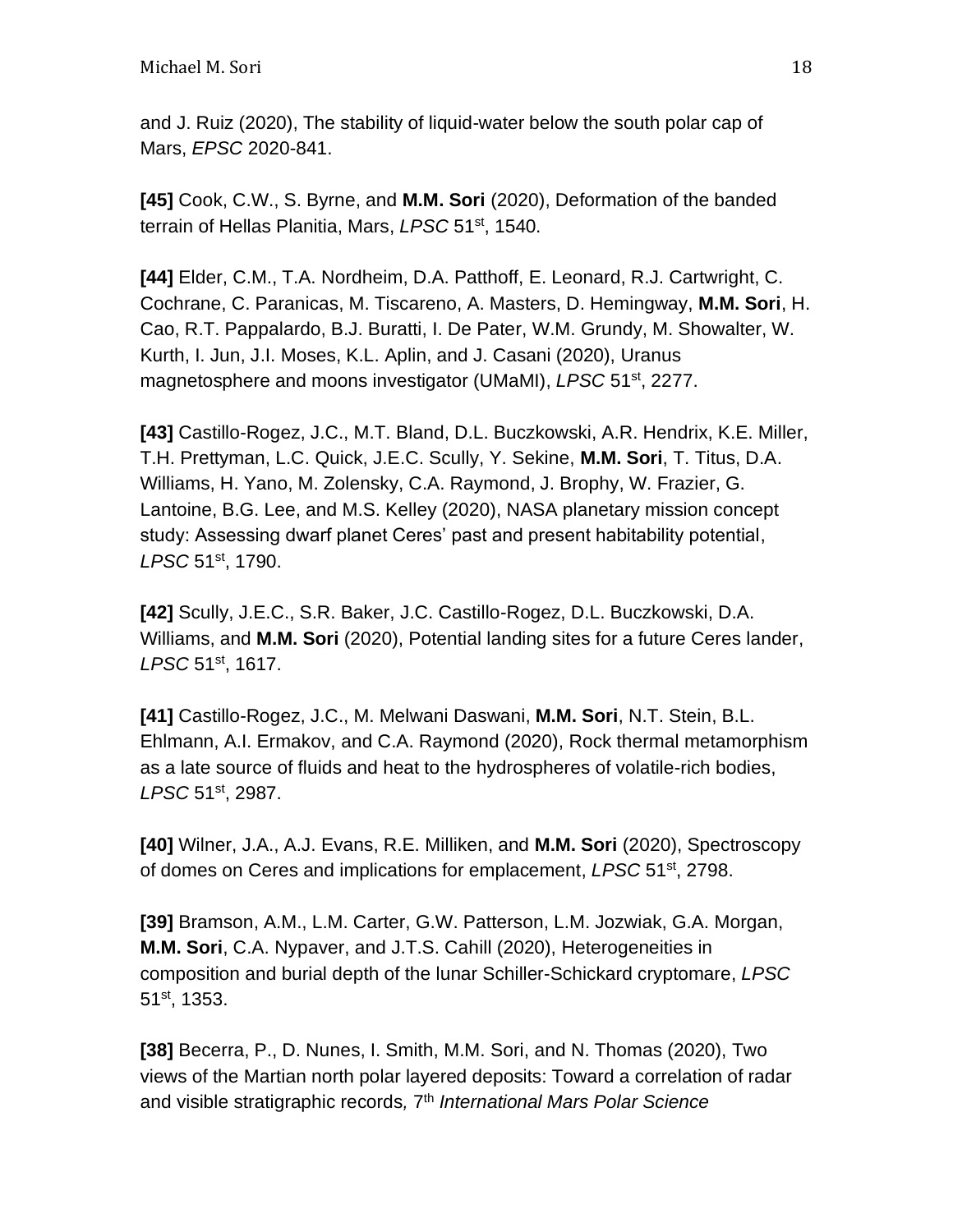and J. Ruiz (2020), The stability of liquid-water below the south polar cap of Mars, *EPSC* 2020-841.

**[45]** Cook, C.W., S. Byrne, and **M.M. Sori** (2020), Deformation of the banded terrain of Hellas Planitia, Mars, *LPSC* 51st, 1540.

**[44]** Elder, C.M., T.A. Nordheim, D.A. Patthoff, E. Leonard, R.J. Cartwright, C. Cochrane, C. Paranicas, M. Tiscareno, A. Masters, D. Hemingway, **M.M. Sori**, H. Cao, R.T. Pappalardo, B.J. Buratti, I. De Pater, W.M. Grundy, M. Showalter, W. Kurth, I. Jun, J.I. Moses, K.L. Aplin, and J. Casani (2020), Uranus magnetosphere and moons investigator (UMaMI), *LPSC* 51st, 2277.

**[43]** Castillo-Rogez, J.C., M.T. Bland, D.L. Buczkowski, A.R. Hendrix, K.E. Miller, T.H. Prettyman, L.C. Quick, J.E.C. Scully, Y. Sekine, **M.M. Sori**, T. Titus, D.A. Williams, H. Yano, M. Zolensky, C.A. Raymond, J. Brophy, W. Frazier, G. Lantoine, B.G. Lee, and M.S. Kelley (2020), NASA planetary mission concept study: Assessing dwarf planet Ceres' past and present habitability potential, *LPSC* 51st, 1790.

**[42]** Scully, J.E.C., S.R. Baker, J.C. Castillo-Rogez, D.L. Buczkowski, D.A. Williams, and **M.M. Sori** (2020), Potential landing sites for a future Ceres lander, *LPSC* 51st, 1617.

**[41]** Castillo-Rogez, J.C., M. Melwani Daswani, **M.M. Sori**, N.T. Stein, B.L. Ehlmann, A.I. Ermakov, and C.A. Raymond (2020), Rock thermal metamorphism as a late source of fluids and heat to the hydrospheres of volatile-rich bodies, *LPSC* 51st, 2987.

**[40]** Wilner, J.A., A.J. Evans, R.E. Milliken, and **M.M. Sori** (2020), Spectroscopy of domes on Ceres and implications for emplacement, *LPSC* 51st, 2798.

**[39]** Bramson, A.M., L.M. Carter, G.W. Patterson, L.M. Jozwiak, G.A. Morgan, **M.M. Sori**, C.A. Nypaver, and J.T.S. Cahill (2020), Heterogeneities in composition and burial depth of the lunar Schiller-Schickard cryptomare, *LPSC* 51st, 1353.

**[38]** Becerra, P., D. Nunes, I. Smith, M.M. Sori, and N. Thomas (2020), Two views of the Martian north polar layered deposits: Toward a correlation of radar and visible stratigraphic records*,* 7th *International Mars Polar Science*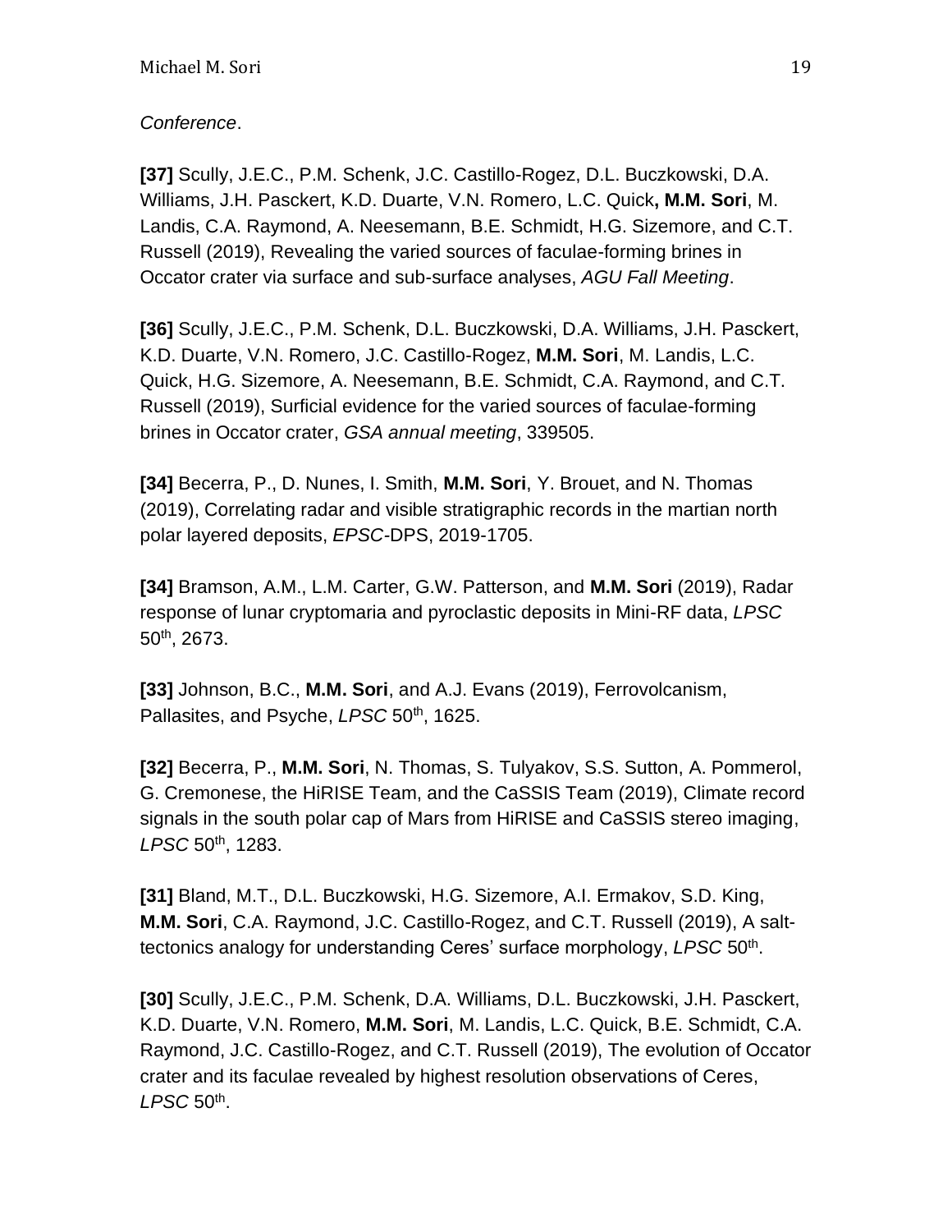*Conference*.

**[37]** Scully, J.E.C., P.M. Schenk, J.C. Castillo-Rogez, D.L. Buczkowski, D.A. Williams, J.H. Pasckert, K.D. Duarte, V.N. Romero, L.C. Quick**, M.M. Sori**, M. Landis, C.A. Raymond, A. Neesemann, B.E. Schmidt, H.G. Sizemore, and C.T. Russell (2019), Revealing the varied sources of faculae-forming brines in Occator crater via surface and sub-surface analyses, *AGU Fall Meeting*.

**[36]** Scully, J.E.C., P.M. Schenk, D.L. Buczkowski, D.A. Williams, J.H. Pasckert, K.D. Duarte, V.N. Romero, J.C. Castillo-Rogez, **M.M. Sori**, M. Landis, L.C. Quick, H.G. Sizemore, A. Neesemann, B.E. Schmidt, C.A. Raymond, and C.T. Russell (2019), Surficial evidence for the varied sources of faculae-forming brines in Occator crater, *GSA annual meeting*, 339505.

**[34]** Becerra, P., D. Nunes, I. Smith, **M.M. Sori**, Y. Brouet, and N. Thomas (2019), Correlating radar and visible stratigraphic records in the martian north polar layered deposits, *EPSC*-DPS, 2019-1705.

**[34]** Bramson, A.M., L.M. Carter, G.W. Patterson, and **M.M. Sori** (2019), Radar response of lunar cryptomaria and pyroclastic deposits in Mini-RF data, *LPSC* 50th, 2673.

**[33]** Johnson, B.C., **M.M. Sori**, and A.J. Evans (2019), Ferrovolcanism, Pallasites, and Psyche, *LPSC* 50th, 1625.

**[32]** Becerra, P., **M.M. Sori**, N. Thomas, S. Tulyakov, S.S. Sutton, A. Pommerol, G. Cremonese, the HiRISE Team, and the CaSSIS Team (2019), Climate record signals in the south polar cap of Mars from HiRISE and CaSSIS stereo imaging, *LPSC* 50th, 1283.

**[31]** Bland, M.T., D.L. Buczkowski, H.G. Sizemore, A.I. Ermakov, S.D. King, **M.M. Sori**, C.A. Raymond, J.C. Castillo-Rogez, and C.T. Russell (2019), A salt-tectonics analogy for understanding Ceres' surface morphology, *LPSC* 50th.

**[30]** Scully, J.E.C., P.M. Schenk, D.A. Williams, D.L. Buczkowski, J.H. Pasckert, K.D. Duarte, V.N. Romero, **M.M. Sori**, M. Landis, L.C. Quick, B.E. Schmidt, C.A. Raymond, J.C. Castillo-Rogez, and C.T. Russell (2019), The evolution of Occator crater and its faculae revealed by highest resolution observations of Ceres, *LPSC* 50th.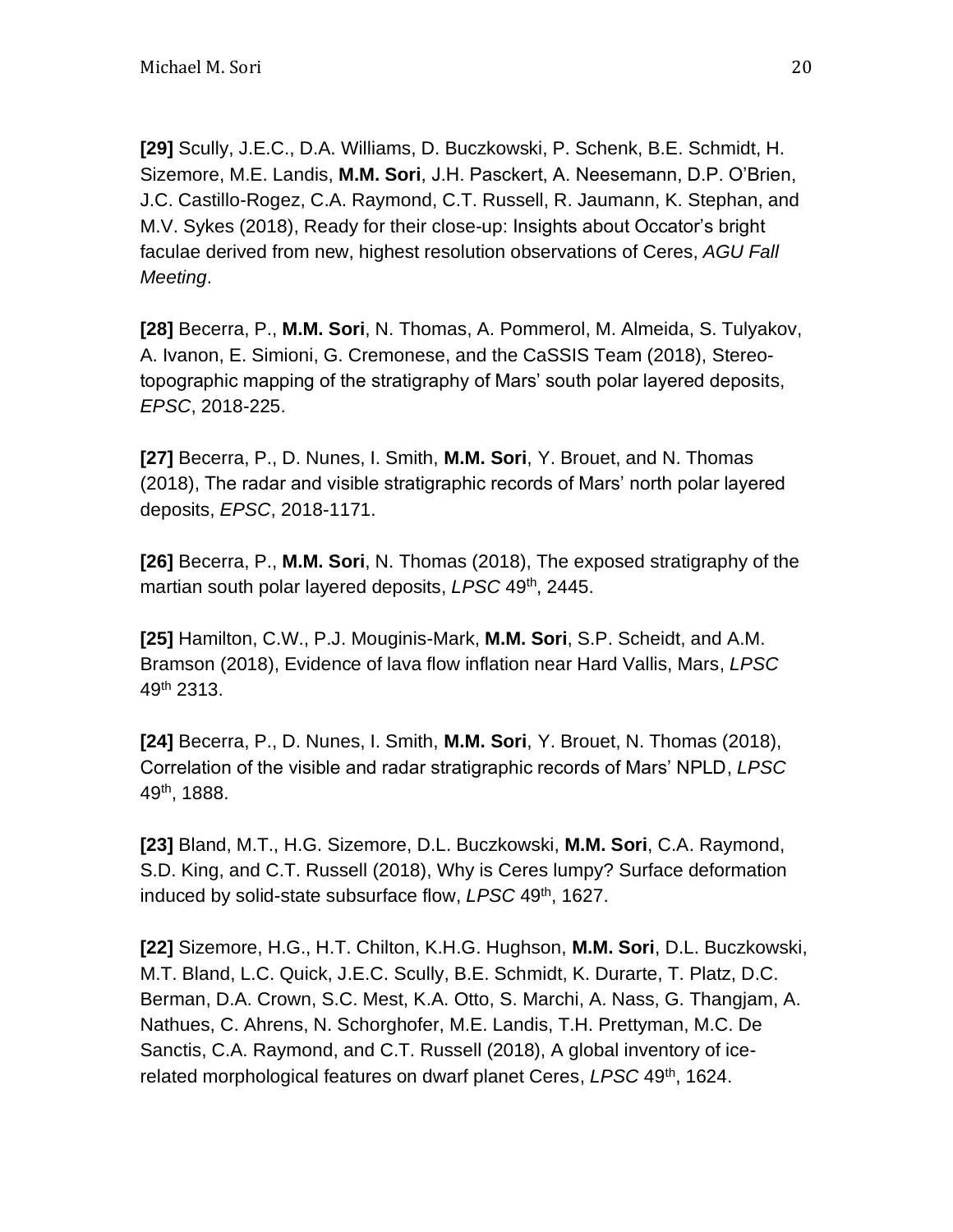**[29]** Scully, J.E.C., D.A. Williams, D. Buczkowski, P. Schenk, B.E. Schmidt, H. Sizemore, M.E. Landis, **M.M. Sori**, J.H. Pasckert, A. Neesemann, D.P. O'Brien, J.C. Castillo-Rogez, C.A. Raymond, C.T. Russell, R. Jaumann, K. Stephan, and M.V. Sykes (2018), Ready for their close-up: Insights about Occator's bright faculae derived from new, highest resolution observations of Ceres, *AGU Fall Meeting*.

**[28]** Becerra, P., **M.M. Sori**, N. Thomas, A. Pommerol, M. Almeida, S. Tulyakov, A. Ivanon, E. Simioni, G. Cremonese, and the CaSSIS Team (2018), Stereo-topographic mapping of the stratigraphy of Mars' south polar layered deposits, *EPSC*, 2018-225.

**[27]** Becerra, P., D. Nunes, I. Smith, **M.M. Sori**, Y. Brouet, and N. Thomas (2018), The radar and visible stratigraphic records of Mars' north polar layered deposits, *EPSC*, 2018-1171.

**[26]** Becerra, P., **M.M. Sori**, N. Thomas (2018), The exposed stratigraphy of the martian south polar layered deposits, *LPSC* 49th, 2445.

**[25]** Hamilton, C.W., P.J. Mouginis-Mark, **M.M. Sori**, S.P. Scheidt, and A.M. Bramson (2018), Evidence of lava flow inflation near Hard Vallis, Mars, *LPSC* 49th 2313.

**[24]** Becerra, P., D. Nunes, I. Smith, **M.M. Sori**, Y. Brouet, N. Thomas (2018), Correlation of the visible and radar stratigraphic records of Mars' NPLD, *LPSC* 49th, 1888.

**[23]** Bland, M.T., H.G. Sizemore, D.L. Buczkowski, **M.M. Sori**, C.A. Raymond, S.D. King, and C.T. Russell (2018), Why is Ceres lumpy? Surface deformation induced by solid-state subsurface flow, *LPSC* 49th, 1627.

**[22]** Sizemore, H.G., H.T. Chilton, K.H.G. Hughson, **M.M. Sori**, D.L. Buczkowski, M.T. Bland, L.C. Quick, J.E.C. Scully, B.E. Schmidt, K. Durarte, T. Platz, D.C. Berman, D.A. Crown, S.C. Mest, K.A. Otto, S. Marchi, A. Nass, G. Thangjam, A. Nathues, C. Ahrens, N. Schorghofer, M.E. Landis, T.H. Prettyman, M.C. De Sanctis, C.A. Raymond, and C.T. Russell (2018), A global inventory of ice-related morphological features on dwarf planet Ceres, *LPSC* 49th, 1624.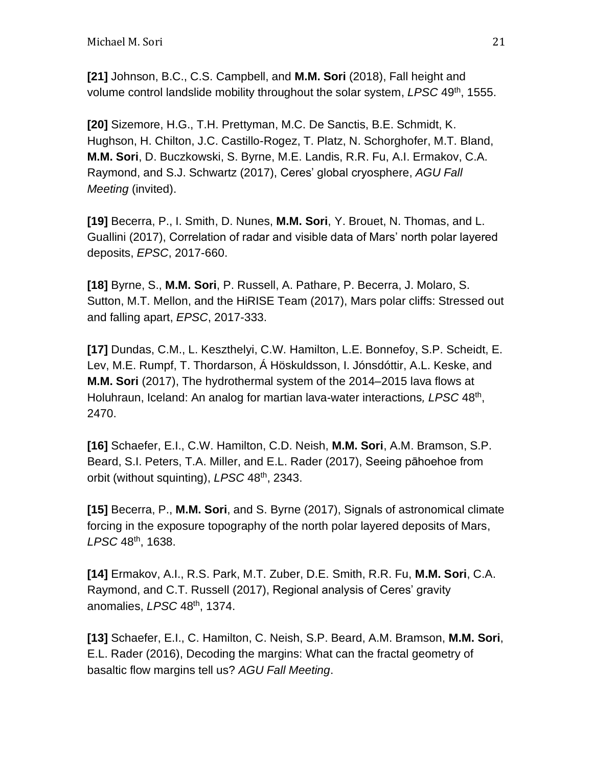**[21]** Johnson, B.C., C.S. Campbell, and **M.M. Sori** (2018), Fall height and volume control landslide mobility throughout the solar system, *LPSC* 49th, 1555.

**[20]** Sizemore, H.G., T.H. Prettyman, M.C. De Sanctis, B.E. Schmidt, K. Hughson, H. Chilton, J.C. Castillo-Rogez, T. Platz, N. Schorghofer, M.T. Bland, **M.M. Sori**, D. Buczkowski, S. Byrne, M.E. Landis, R.R. Fu, A.I. Ermakov, C.A. Raymond, and S.J. Schwartz (2017), Ceres' global cryosphere, *AGU Fall Meeting* (invited).

**[19]** Becerra, P., I. Smith, D. Nunes, **M.M. Sori**, Y. Brouet, N. Thomas, and L. Guallini (2017), Correlation of radar and visible data of Mars' north polar layered deposits, *EPSC*, 2017-660.

**[18]** Byrne, S., **M.M. Sori**, P. Russell, A. Pathare, P. Becerra, J. Molaro, S. Sutton, M.T. Mellon, and the HiRISE Team (2017), Mars polar cliffs: Stressed out and falling apart, *EPSC*, 2017-333.

**[17]** Dundas, C.M., L. Keszthelyi, C.W. Hamilton, L.E. Bonnefoy, S.P. Scheidt, E. Lev, M.E. Rumpf, T. Thordarson, Á Höskuldsson, I. Jónsdóttir, A.L. Keske, and **M.M. Sori** (2017), The hydrothermal system of the 2014–2015 lava flows at Holuhraun, Iceland: An analog for martian lava-water interactions*, LPSC* 48th, 2470.

**[16]** Schaefer, E.I., C.W. Hamilton, C.D. Neish, **M.M. Sori**, A.M. Bramson, S.P. Beard, S.I. Peters, T.A. Miller, and E.L. Rader (2017), Seeing pāhoehoe from orbit (without squinting), *LPSC* 48th, 2343.

**[15]** Becerra, P., **M.M. Sori**, and S. Byrne (2017), Signals of astronomical climate forcing in the exposure topography of the north polar layered deposits of Mars, *LPSC* 48th, 1638.

**[14]** Ermakov, A.I., R.S. Park, M.T. Zuber, D.E. Smith, R.R. Fu, **M.M. Sori**, C.A. Raymond, and C.T. Russell (2017), Regional analysis of Ceres' gravity anomalies, *LPSC* 48th, 1374.

**[13]** Schaefer, E.I., C. Hamilton, C. Neish, S.P. Beard, A.M. Bramson, **M.M. Sori**, E.L. Rader (2016), Decoding the margins: What can the fractal geometry of basaltic flow margins tell us? *AGU Fall Meeting*.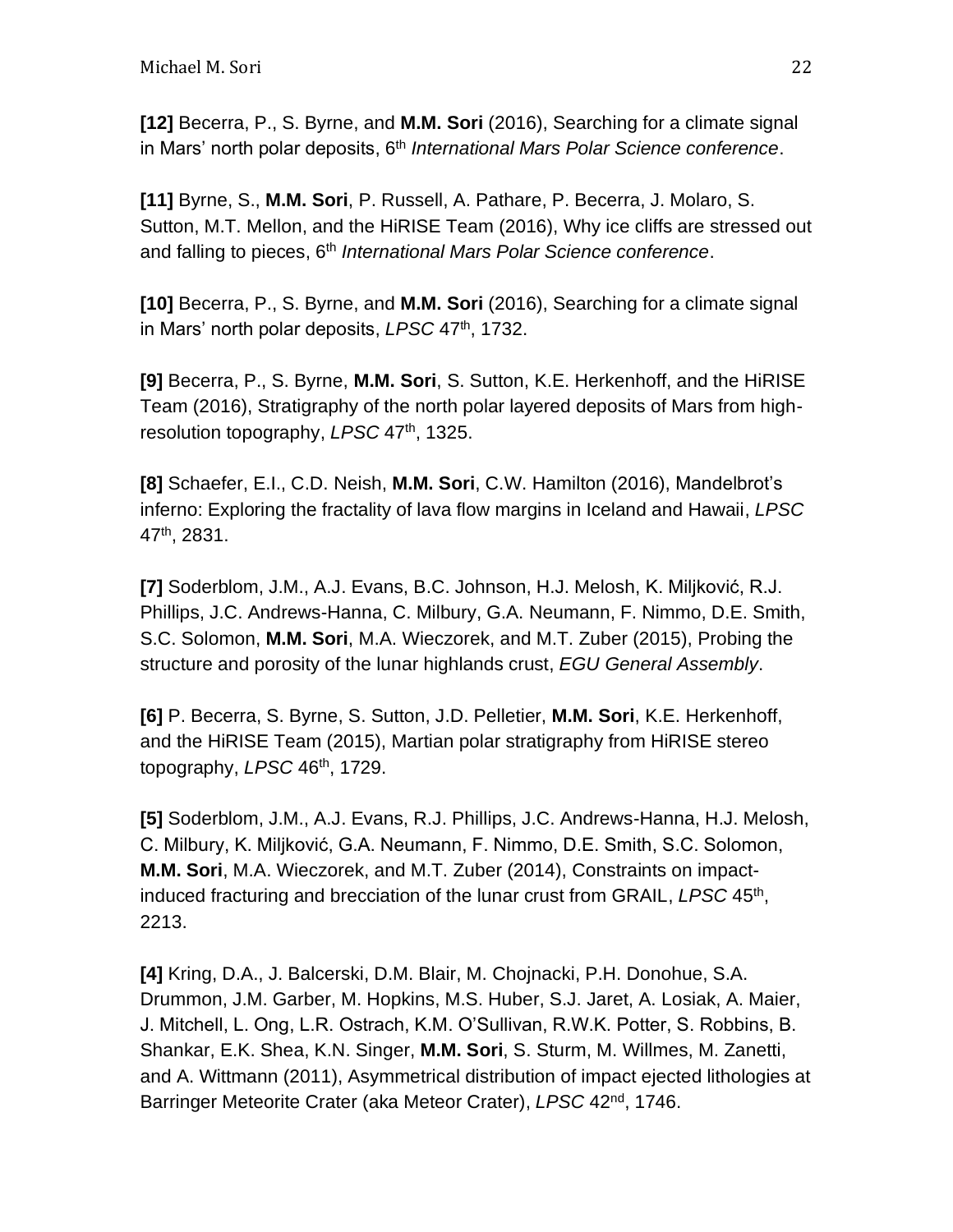**[12]** Becerra, P., S. Byrne, and **M.M. Sori** (2016), Searching for a climate signal in Mars' north polar deposits, 6th *International Mars Polar Science conference*.

**[11]** Byrne, S., **M.M. Sori**, P. Russell, A. Pathare, P. Becerra, J. Molaro, S. Sutton, M.T. Mellon, and the HiRISE Team (2016), Why ice cliffs are stressed out and falling to pieces, 6th *International Mars Polar Science conference*.

**[10]** Becerra, P., S. Byrne, and **M.M. Sori** (2016), Searching for a climate signal in Mars' north polar deposits, *LPSC* 47th, 1732.

**[9]** Becerra, P., S. Byrne, **M.M. Sori**, S. Sutton, K.E. Herkenhoff, and the HiRISE Team (2016), Stratigraphy of the north polar layered deposits of Mars from high-resolution topography, *LPSC* 47th, 1325.

**[8]** Schaefer, E.I., C.D. Neish, **M.M. Sori**, C.W. Hamilton (2016), Mandelbrot's inferno: Exploring the fractality of lava flow margins in Iceland and Hawaii, *LPSC* 47th, 2831.

**[7]** Soderblom, J.M., A.J. Evans, B.C. Johnson, H.J. Melosh, K. Miljković, R.J. Phillips, J.C. Andrews-Hanna, C. Milbury, G.A. Neumann, F. Nimmo, D.E. Smith, S.C. Solomon, **M.M. Sori**, M.A. Wieczorek, and M.T. Zuber (2015), Probing the structure and porosity of the lunar highlands crust, *EGU General Assembly*.

**[6]** P. Becerra, S. Byrne, S. Sutton, J.D. Pelletier, **M.M. Sori**, K.E. Herkenhoff, and the HiRISE Team (2015), Martian polar stratigraphy from HiRISE stereo topography, *LPSC* 46th, 1729.

**[5]** Soderblom, J.M., A.J. Evans, R.J. Phillips, J.C. Andrews-Hanna, H.J. Melosh, C. Milbury, K. Miljković, G.A. Neumann, F. Nimmo, D.E. Smith, S.C. Solomon, **M.M. Sori**, M.A. Wieczorek, and M.T. Zuber (2014), Constraints on impact-induced fracturing and brecciation of the lunar crust from GRAIL, *LPSC* 45th, 2213.

**[4]** Kring, D.A., J. Balcerski, D.M. Blair, M. Chojnacki, P.H. Donohue, S.A. Drummon, J.M. Garber, M. Hopkins, M.S. Huber, S.J. Jaret, A. Losiak, A. Maier, J. Mitchell, L. Ong, L.R. Ostrach, K.M. O'Sullivan, R.W.K. Potter, S. Robbins, B. Shankar, E.K. Shea, K.N. Singer, **M.M. Sori**, S. Sturm, M. Willmes, M. Zanetti, and A. Wittmann (2011), Asymmetrical distribution of impact ejected lithologies at Barringer Meteorite Crater (aka Meteor Crater), *LPSC* 42nd, 1746.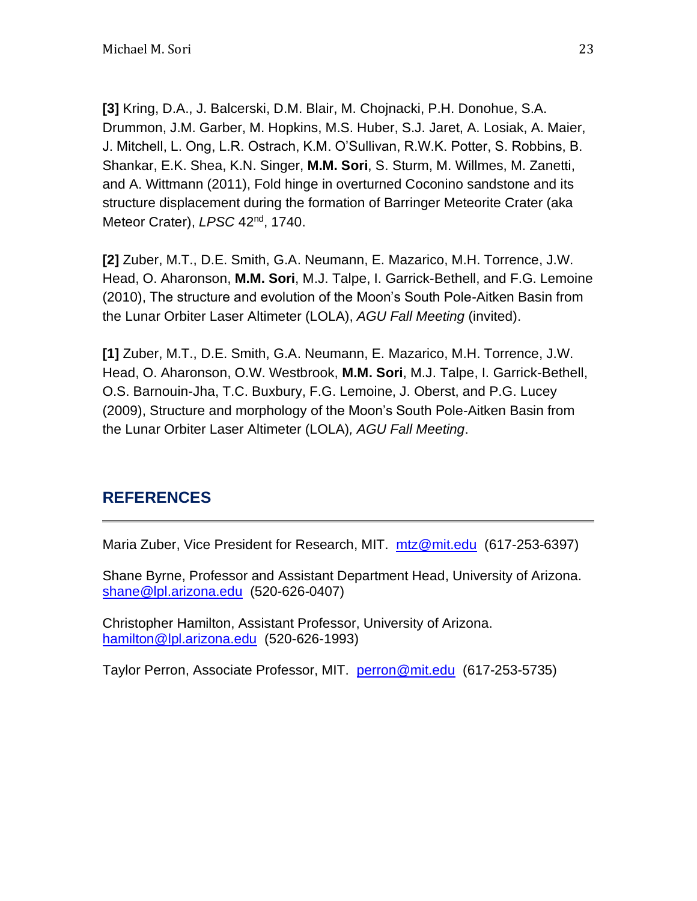**[3]** Kring, D.A., J. Balcerski, D.M. Blair, M. Chojnacki, P.H. Donohue, S.A. Drummon, J.M. Garber, M. Hopkins, M.S. Huber, S.J. Jaret, A. Losiak, A. Maier, J. Mitchell, L. Ong, L.R. Ostrach, K.M. O'Sullivan, R.W.K. Potter, S. Robbins, B. Shankar, E.K. Shea, K.N. Singer, **M.M. Sori**, S. Sturm, M. Willmes, M. Zanetti, and A. Wittmann (2011), Fold hinge in overturned Coconino sandstone and its structure displacement during the formation of Barringer Meteorite Crater (aka Meteor Crater), *LPSC* 42nd, 1740.

**[2]** Zuber, M.T., D.E. Smith, G.A. Neumann, E. Mazarico, M.H. Torrence, J.W. Head, O. Aharonson, **M.M. Sori**, M.J. Talpe, I. Garrick-Bethell, and F.G. Lemoine (2010), The structure and evolution of the Moon's South Pole-Aitken Basin from the Lunar Orbiter Laser Altimeter (LOLA), *AGU Fall Meeting* (invited).

**[1]** Zuber, M.T., D.E. Smith, G.A. Neumann, E. Mazarico, M.H. Torrence, J.W. Head, O. Aharonson, O.W. Westbrook, **M.M. Sori**, M.J. Talpe, I. Garrick-Bethell, O.S. Barnouin-Jha, T.C. Buxbury, F.G. Lemoine, J. Oberst, and P.G. Lucey (2009), Structure and morphology of the Moon's South Pole-Aitken Basin from the Lunar Orbiter Laser Altimeter (LOLA), *AGU Fall Meeting*.

## REFERENCES

---

Maria Zuber, Vice President for Research, MIT. mtz@mit.edu (617-253-6397)

Shane Byrne, Professor and Assistant Department Head, University of Arizona. shane@lpl.arizona.edu (520-626-0407)

Christopher Hamilton, Assistant Professor, University of Arizona. hamilton@lpl.arizona.edu (520-626-1993)

Taylor Perron, Associate Professor, MIT. perron@mit.edu (617-253-5735)